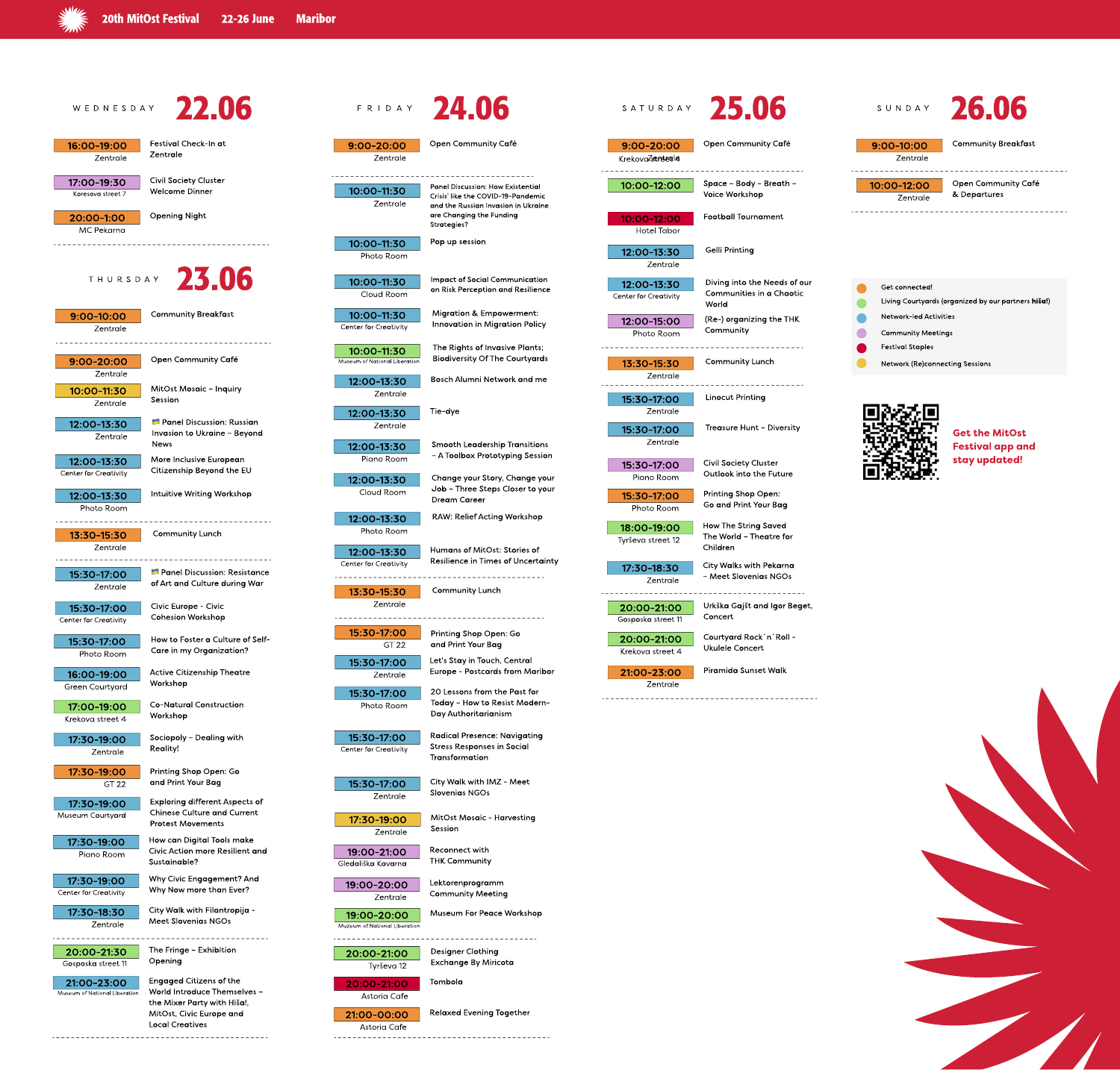# 20th MitOst Festival 22-26 June Maribor

## WEDNESDAY 22.06

| Time | Location | Event |
|---|---|---|
| 16:00-19:00 | Zentrale | Festival Check-In at Zentrale |
| 17:00-19:30 | Koresova street 7 | Civil Society Cluster Welcome Dinner |
| 20:00-1:00 | MC Pekarna | Opening Night |

## THURSDAY 23.06

| Time | Location | Event |
|---|---|---|
| 9:00-10:00 | Zentrale | Community Breakfast |
| 9:00-20:00 | Zentrale | Open Community Café |
| 10:00-11:30 | Zentrale | MitOst Mosaic – Inquiry Session |
| 12:00-13:30 | Zentrale | Panel Discussion: Russian Invasion to Ukraine – Beyond News |
| 12:00-13:30 | Center for Creativity | More Inclusive European Citizenship Beyond the EU |
| 12:00-13:30 | Photo Room | Intuitive Writing Workshop |
| 13:30-15:30 | Zentrale | Community Lunch |
| 15:30-17:00 | Zentrale | Panel Discussion: Resistance of Art and Culture during War |
| 15:30-17:00 | Center for Creativity | Civic Europe - Civic Cohesion Workshop |
| 15:30-17:00 | Photo Room | How to Foster a Culture of Self-Care in my Organization? |
| 16:00-19:00 | Green Courtyard | Active Citizenship Theatre Workshop |
| 17:00-19:00 | Krekova street 4 | Co-Natural Construction Workshop |
| 17:30-19:00 | Zentrale | Sociopoly – Dealing with Reality! |
| 17:30-19:00 | GT 22 | Printing Shop Open: Go and Print Your Bag |
| 17:30-19:00 | Museum Courtyard | Exploring different Aspects of Chinese Culture and Current Protest Movements |
| 17:30-19:00 | Piano Room | How can Digital Tools make Civic Action more Resilient and Sustainable? |
| 17:30-19:00 | Center for Creativity | Why Civic Engagement? And Why Now more than Ever? |
| 17:30-18:30 | Zentrale | City Walk with Filantropija - Meet Slovenians NGOs |
| 20:00-21:30 | Gosposka street 11 | The Fringe – Exhibition Opening |
| 21:00-23:00 | Museum of National Liberation | Engaged Citizens of the World Introduce Themselves – the Mixer Party with Hiša!, MitOst, Civic Europe and Local Creatives |

## FRIDAY 24.06

| Time | Location | Event |
|---|---|---|
| 9:00-20:00 | Zentrale | Open Community Café |
| 10:00-11:30 | Zentrale | Panel Discussion: How Existential Crisis' like the COVID-19-Pandemic and the Russian Invasion in Ukraine are Changing the Funding Strategies? |
| 10:00-11:30 | Photo Room | Pop up session |
| 10:00-11:30 | Cloud Room | Impact of Social Communication on Risk Perception and Resilience |
| 10:00-11:30 | Center for Creativity | Migration & Empowerment: Innovation in Migration Policy |
| 10:00-11:30 | Museum of National Liberation | The Rights of Invasive Plants; Biodiversity Of The Courtyards |
| 12:00-13:30 | Zentrale | Bosch Alumni Network and me |
| 12:00-13:30 | Zentrale | Tie-dye |
| 12:00-13:30 | Piano Room | Smooth Leadership Transitions – A Toolbox Prototyping Session |
| 12:00-13:30 | Cloud Room | Change your Story, Change your Job – Three Steps Closer to your Dream Career |
| 12:00-13:30 | Photo Room | RAW: Relief Acting Workshop |
| 12:00-13:30 | Center for Creativity | Humans of MitOst: Stories of Resilience in Times of Uncertainty |
| 13:30-15:30 | Zentrale | Community Lunch |
| 15:30-17:00 | GT 22 | Printing Shop Open: Go and Print Your Bag |
| 15:30-17:00 | Zentrale | Let's Stay in Touch, Central Europe - Postcards from Maribor |
| 15:30-17:00 | Photo Room | 20 Lessons from the Past for Today – How to Resist Modern-Day Authoritarianism |
| 15:30-17:00 | Center for Creativity | Radical Presence: Navigating Stress Responses in Social Transformation |
| 15:30-17:00 | Zentrale | City Walk with IMZ - Meet Slovenians NGOs |
| 17:30-19:00 | Zentrale | MitOst Mosaic – Harvesting Session |
| 19:00-21:00 | Gledališka Kavarna | Reconnect with THK Community |
| 19:00-20:00 | Zentrale | Lektorenprogramm Community Meeting |
| 19:00-20:00 | Museum of National Liberation | Museum For Peace Workshop |
| 20:00-21:00 | Tyrševa 12 | Designer Clothing Exchange By Miricota |
| 20:00-21:00 | Astoria Cafe | Tombola |
| 21:00-00:00 | Astoria Cafe | Relaxed Evening Together |

## SATURDAY 25.06

| Time | Location | Event |
|---|---|---|
| 9:00-20:00 | Krekova street 4 / Zentrale | Open Community Café |
| 10:00-12:00 | | Space – Body – Breath – Voice Workshop |
| 10:00-12:00 | Hotel Tabor | Football Tournament |
| 12:00-13:30 | Zentrale | Gelli Printing |
| 12:00-13:30 | Center for Creativity | Diving into the Needs of our Communities in a Chaotic World |
| 12:00-15:00 | Photo Room | (Re-) organizing the THK Community |
| 13:30-15:30 | Zentrale | Community Lunch |
| 15:30-17:00 | Zentrale | Linocut Printing |
| 15:30-17:00 | Zentrale | Treasure Hunt – Diversity |
| 15:30-17:00 | Piano Room | Civil Society Cluster Outlook into the Future |
| 15:30-17:00 | Photo Room | Printing Shop Open: Go and Print Your Bag |
| 18:00-19:00 | Tyrševa street 12 | How The String Saved The World – Theatre for Children |
| 17:30-18:30 | Zentrale | City Walks with Pekarna – Meet Slovenias NGOs |
| 20:00-21:00 | Gosposka street 11 | Urška Gajšt and Igor Beget, Concert |
| 20:00-21:00 | Krekova street 4 | Courtyard Rock´n´Roll - Ukulele Concert |
| 21:00-23:00 | Zentrale | Piramida Sunset Walk |

## SUNDAY 26.06

| Time | Location | Event |
|---|---|---|
| 9:00-10:00 | Zentrale | Community Breakfast |
| 10:00-12:00 | Zentrale | Open Community Café & Departures |

**Legend:**

- Get connected!
- Living Courtyards (organized by our partners **hiša!**)
- Network-led Activities
- Community Meetings
- Festival Staples
- Network (Re)connecting Sessions

**Get the MitOst Festival app and stay updated!**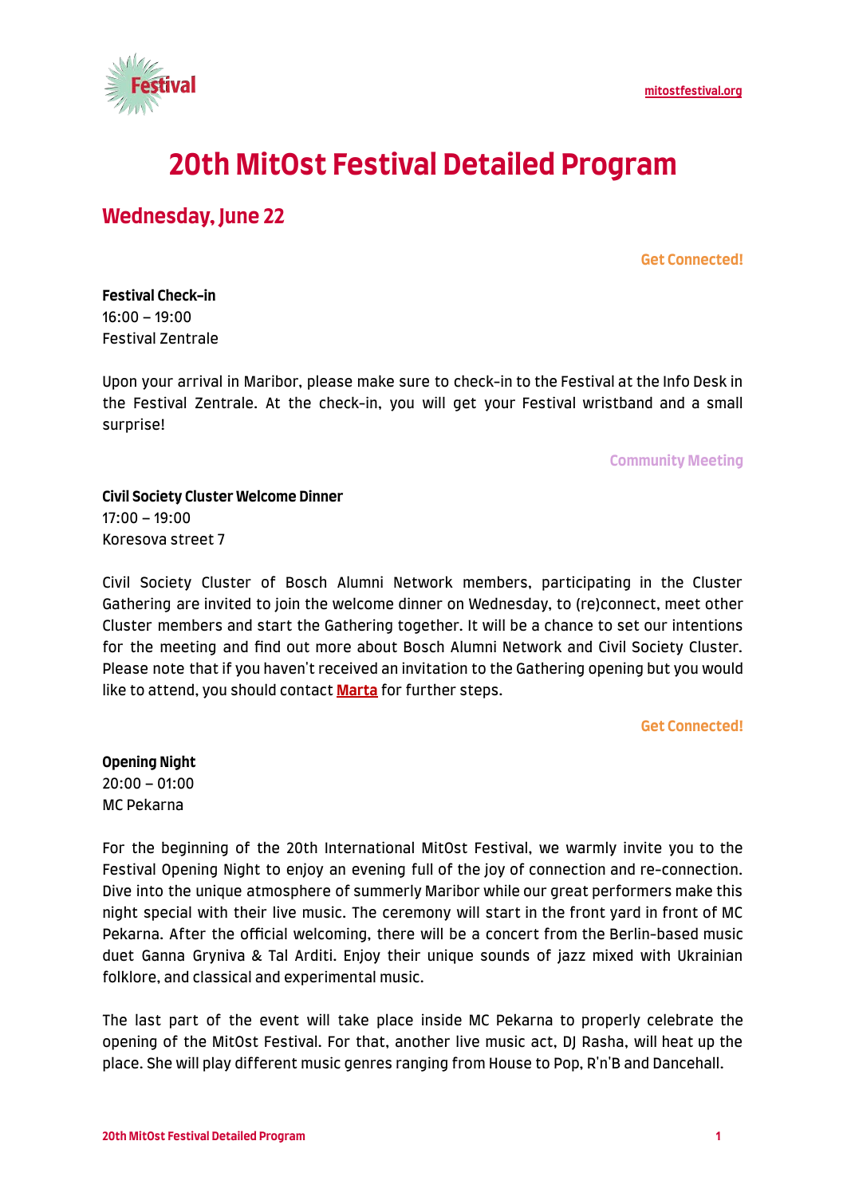# 20th MitOst Festival Detailed Program

## Wednesday, June 22

Get Connected!

**Festival Check-in**
16:00 – 19:00
Festival Zentrale

Upon your arrival in Maribor, please make sure to check-in to the Festival at the Info Desk in the Festival Zentrale. At the check-in, you will get your Festival wristband and a small surprise!

Community Meeting

**Civil Society Cluster Welcome Dinner**
17:00 – 19:00
Koresova street 7

Civil Society Cluster of Bosch Alumni Network members, participating in the Cluster Gathering are invited to join the welcome dinner on Wednesday, to (re)connect, meet other Cluster members and start the Gathering together. It will be a chance to set our intentions for the meeting and find out more about Bosch Alumni Network and Civil Society Cluster. Please note that if you haven't received an invitation to the Gathering opening but you would like to attend, you should contact **Marta** for further steps.

Get Connected!

**Opening Night**
20:00 – 01:00
MC Pekarna

For the beginning of the 20th International MitOst Festival, we warmly invite you to the Festival Opening Night to enjoy an evening full of the joy of connection and re-connection. Dive into the unique atmosphere of summerly Maribor while our great performers make this night special with their live music. The ceremony will start in the front yard in front of MC Pekarna. After the official welcoming, there will be a concert from the Berlin-based music duet Ganna Gryniva & Tal Arditi. Enjoy their unique sounds of jazz mixed with Ukrainian folklore, and classical and experimental music.

The last part of the event will take place inside MC Pekarna to properly celebrate the opening of the MitOst Festival. For that, another live music act, DJ Rasha, will heat up the place. She will play different music genres ranging from House to Pop, R'n'B and Dancehall.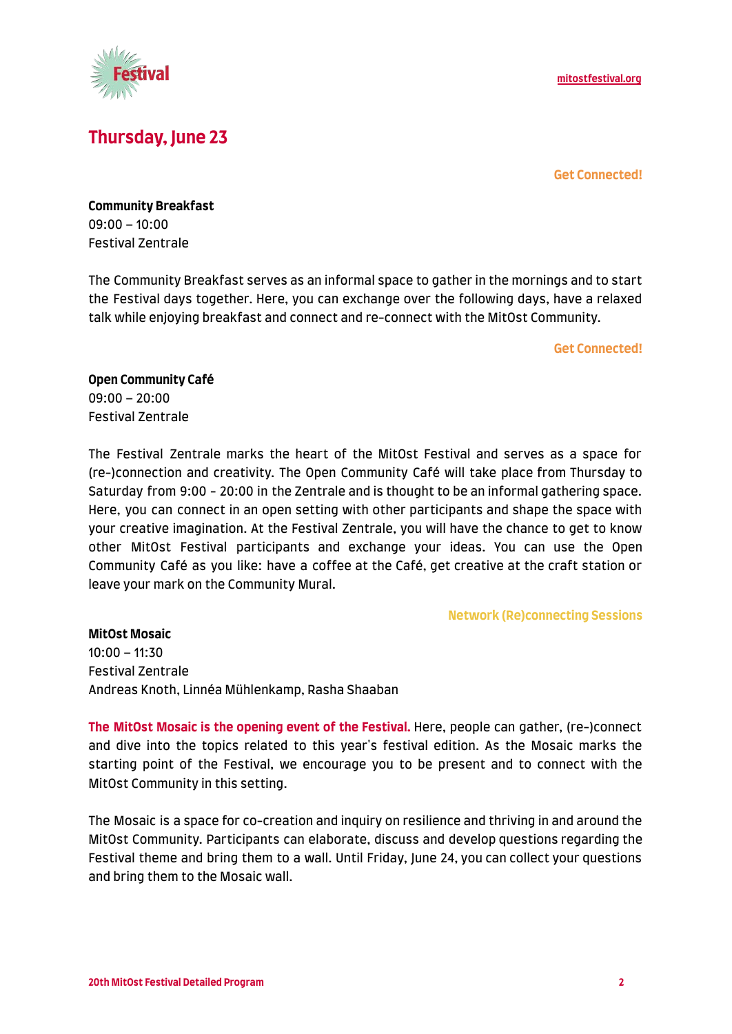## Thursday, June 23

**Get Connected!**

**Community Breakfast**
09:00 – 10:00
Festival Zentrale

The Community Breakfast serves as an informal space to gather in the mornings and to start the Festival days together. Here, you can exchange over the following days, have a relaxed talk while enjoying breakfast and connect and re-connect with the MitOst Community.

**Get Connected!**

**Open Community Café**
09:00 – 20:00
Festival Zentrale

The Festival Zentrale marks the heart of the MitOst Festival and serves as a space for (re-)connection and creativity. The Open Community Café will take place from Thursday to Saturday from 9:00 - 20:00 in the Zentrale and is thought to be an informal gathering space. Here, you can connect in an open setting with other participants and shape the space with your creative imagination. At the Festival Zentrale, you will have the chance to get to know other MitOst Festival participants and exchange your ideas. You can use the Open Community Café as you like: have a coffee at the Café, get creative at the craft station or leave your mark on the Community Mural.

**Network (Re)connecting Sessions**

**MitOst Mosaic**
10:00 – 11:30
Festival Zentrale
Andreas Knoth, Linnéa Mühlenkamp, Rasha Shaaban

**The MitOst Mosaic is the opening event of the Festival.** Here, people can gather, (re-)connect and dive into the topics related to this year's festival edition. As the Mosaic marks the starting point of the Festival, we encourage you to be present and to connect with the MitOst Community in this setting.

The Mosaic is a space for co-creation and inquiry on resilience and thriving in and around the MitOst Community. Participants can elaborate, discuss and develop questions regarding the Festival theme and bring them to a wall. Until Friday, June 24, you can collect your questions and bring them to the Mosaic wall.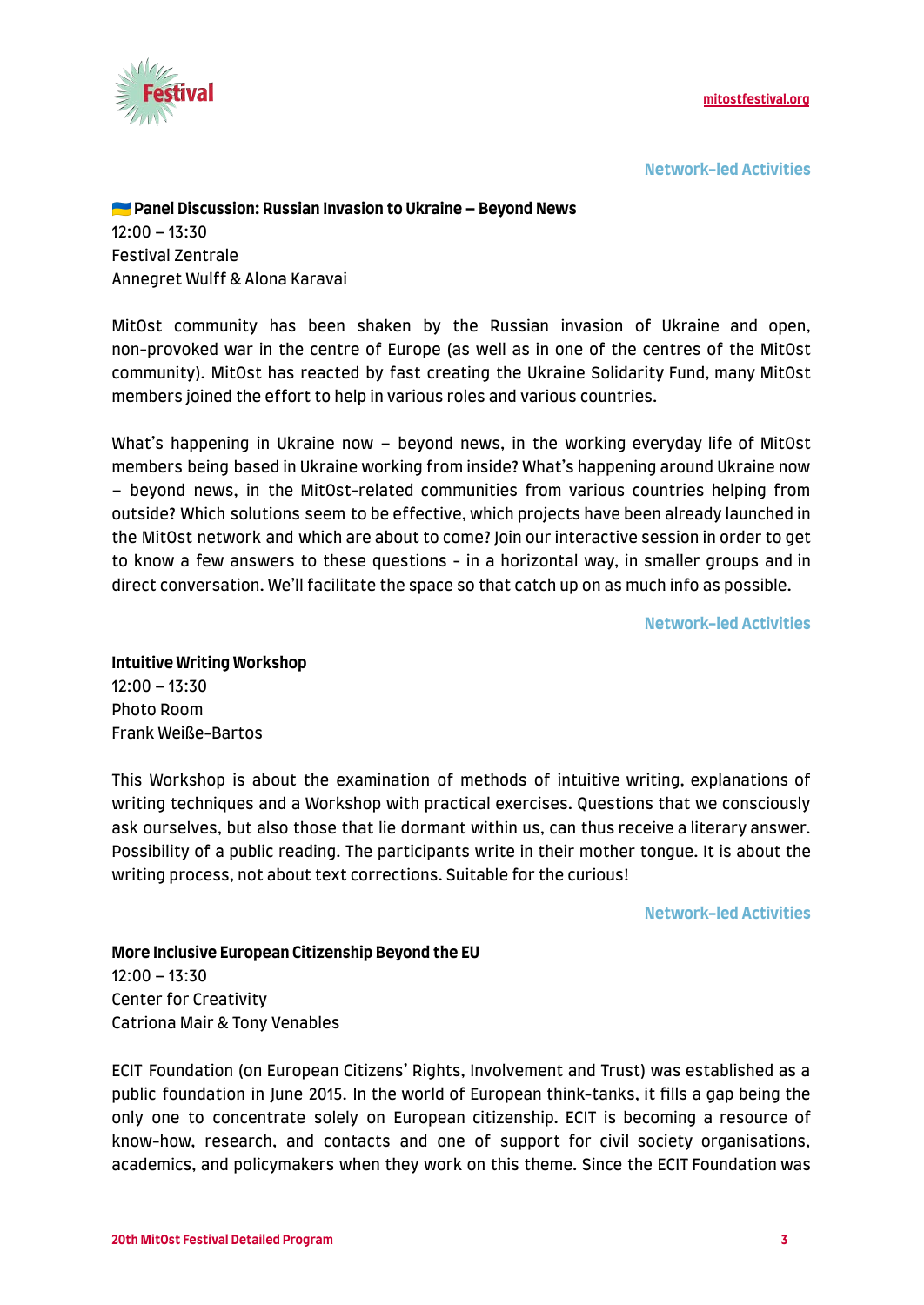Network-led Activities

**🇺🇦 Panel Discussion: Russian Invasion to Ukraine – Beyond News**
12:00 – 13:30
Festival Zentrale
Annegret Wulff & Alona Karavai

MitOst community has been shaken by the Russian invasion of Ukraine and open, non-provoked war in the centre of Europe (as well as in one of the centres of the MitOst community). MitOst has reacted by fast creating the Ukraine Solidarity Fund, many MitOst members joined the effort to help in various roles and various countries.

What's happening in Ukraine now – beyond news, in the working everyday life of MitOst members being based in Ukraine working from inside? What's happening around Ukraine now – beyond news, in the MitOst-related communities from various countries helping from outside? Which solutions seem to be effective, which projects have been already launched in the MitOst network and which are about to come? Join our interactive session in order to get to know a few answers to these questions - in a horizontal way, in smaller groups and in direct conversation. We'll facilitate the space so that catch up on as much info as possible.

Network-led Activities

**Intuitive Writing Workshop**
12:00 – 13:30
Photo Room
Frank Weiße-Bartos

This Workshop is about the examination of methods of intuitive writing, explanations of writing techniques and a Workshop with practical exercises. Questions that we consciously ask ourselves, but also those that lie dormant within us, can thus receive a literary answer. Possibility of a public reading. The participants write in their mother tongue. It is about the writing process, not about text corrections. Suitable for the curious!

Network-led Activities

**More Inclusive European Citizenship Beyond the EU**
12:00 – 13:30
Center for Creativity
Catriona Mair & Tony Venables

ECIT Foundation (on European Citizens' Rights, Involvement and Trust) was established as a public foundation in June 2015. In the world of European think-tanks, it fills a gap being the only one to concentrate solely on European citizenship. ECIT is becoming a resource of know-how, research, and contacts and one of support for civil society organisations, academics, and policymakers when they work on this theme. Since the ECIT Foundation was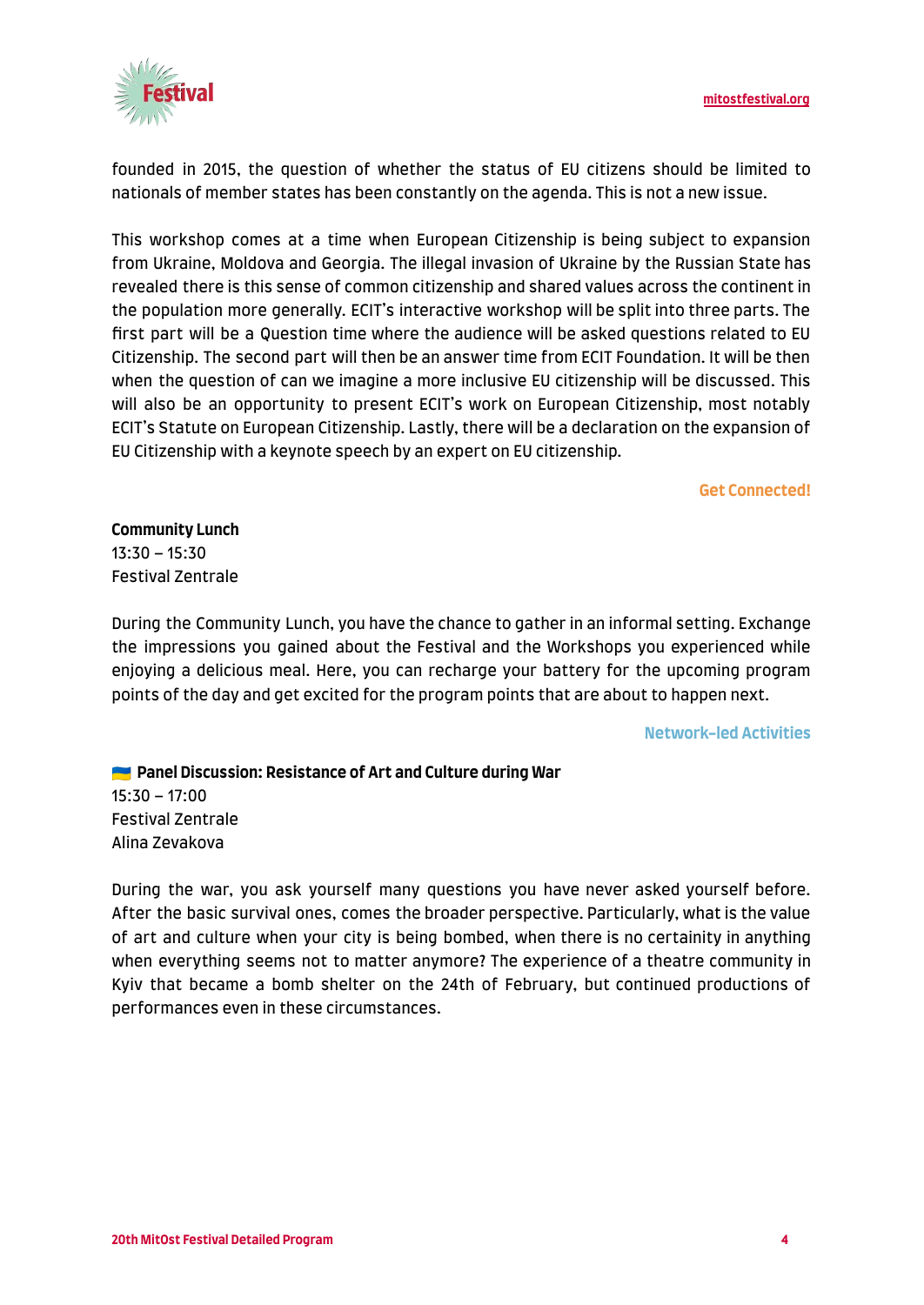founded in 2015, the question of whether the status of EU citizens should be limited to nationals of member states has been constantly on the agenda. This is not a new issue.

This workshop comes at a time when European Citizenship is being subject to expansion from Ukraine, Moldova and Georgia. The illegal invasion of Ukraine by the Russian State has revealed there is this sense of common citizenship and shared values across the continent in the population more generally. ECIT's interactive workshop will be split into three parts. The first part will be a Question time where the audience will be asked questions related to EU Citizenship. The second part will then be an answer time from ECIT Foundation. It will be then when the question of can we imagine a more inclusive EU citizenship will be discussed. This will also be an opportunity to present ECIT's work on European Citizenship, most notably ECIT's Statute on European Citizenship. Lastly, there will be a declaration on the expansion of EU Citizenship with a keynote speech by an expert on EU citizenship.

Get Connected!

**Community Lunch**
13:30 – 15:30
Festival Zentrale

During the Community Lunch, you have the chance to gather in an informal setting. Exchange the impressions you gained about the Festival and the Workshops you experienced while enjoying a delicious meal. Here, you can recharge your battery for the upcoming program points of the day and get excited for the program points that are about to happen next.

Network-led Activities

🇺🇦 **Panel Discussion: Resistance of Art and Culture during War**
15:30 – 17:00
Festival Zentrale
Alina Zevakova

During the war, you ask yourself many questions you have never asked yourself before. After the basic survival ones, comes the broader perspective. Particularly, what is the value of art and culture when your city is being bombed, when there is no certainity in anything when everything seems not to matter anymore? The experience of a theatre community in Kyiv that became a bomb shelter on the 24th of February, but continued productions of performances even in these circumstances.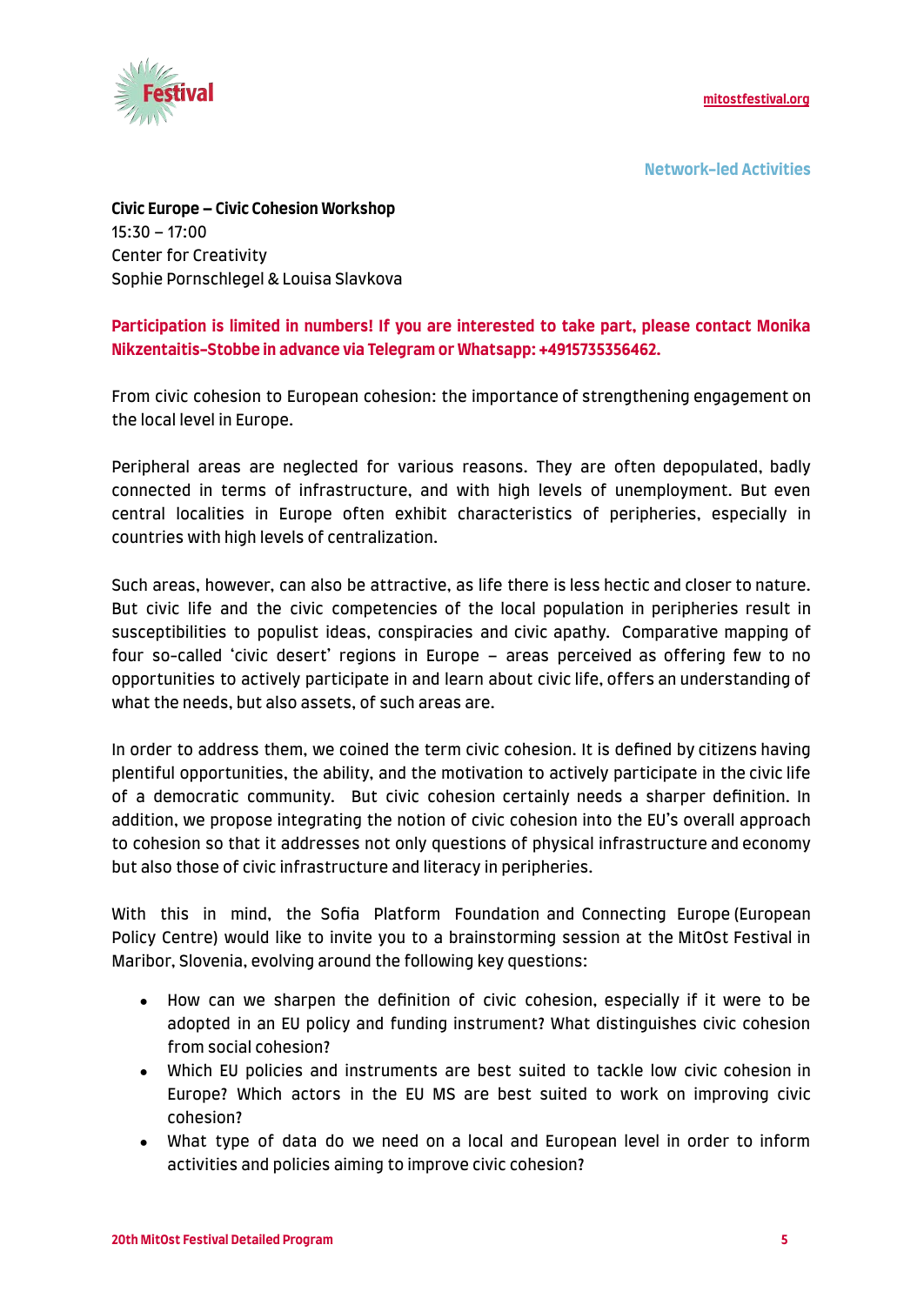Network-led Activities

**Civic Europe – Civic Cohesion Workshop**
15:30 – 17:00
Center for Creativity
Sophie Pornschlegel & Louisa Slavkova

**Participation is limited in numbers! If you are interested to take part, please contact Monika Nikzentaitis-Stobbe in advance via Telegram or Whatsapp: +4915735356462.**

From civic cohesion to European cohesion: the importance of strengthening engagement on the local level in Europe.

Peripheral areas are neglected for various reasons. They are often depopulated, badly connected in terms of infrastructure, and with high levels of unemployment. But even central localities in Europe often exhibit characteristics of peripheries, especially in countries with high levels of centralization.

Such areas, however, can also be attractive, as life there is less hectic and closer to nature. But civic life and the civic competencies of the local population in peripheries result in susceptibilities to populist ideas, conspiracies and civic apathy. Comparative mapping of four so-called 'civic desert' regions in Europe – areas perceived as offering few to no opportunities to actively participate in and learn about civic life, offers an understanding of what the needs, but also assets, of such areas are.

In order to address them, we coined the term civic cohesion. It is defined by citizens having plentiful opportunities, the ability, and the motivation to actively participate in the civic life of a democratic community. But civic cohesion certainly needs a sharper definition. In addition, we propose integrating the notion of civic cohesion into the EU's overall approach to cohesion so that it addresses not only questions of physical infrastructure and economy but also those of civic infrastructure and literacy in peripheries.

With this in mind, the Sofia Platform Foundation and Connecting Europe (European Policy Centre) would like to invite you to a brainstorming session at the MitOst Festival in Maribor, Slovenia, evolving around the following key questions:

- How can we sharpen the definition of civic cohesion, especially if it were to be adopted in an EU policy and funding instrument? What distinguishes civic cohesion from social cohesion?
- Which EU policies and instruments are best suited to tackle low civic cohesion in Europe? Which actors in the EU MS are best suited to work on improving civic cohesion?
- What type of data do we need on a local and European level in order to inform activities and policies aiming to improve civic cohesion?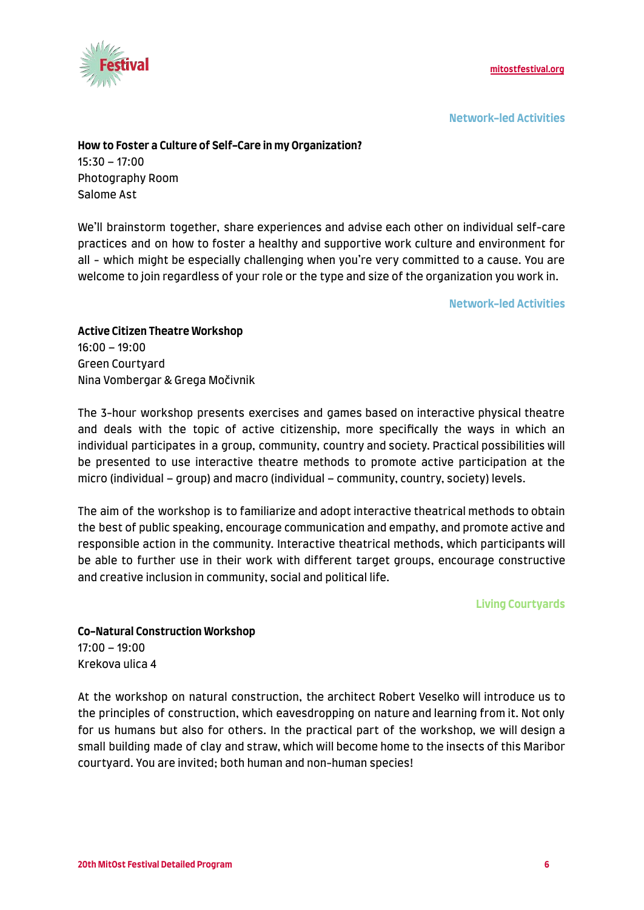Network-led Activities

**How to Foster a Culture of Self-Care in my Organization?**
15:30 – 17:00
Photography Room
Salome Ast

We'll brainstorm together, share experiences and advise each other on individual self-care practices and on how to foster a healthy and supportive work culture and environment for all - which might be especially challenging when you're very committed to a cause. You are welcome to join regardless of your role or the type and size of the organization you work in.

Network-led Activities

**Active Citizen Theatre Workshop**
16:00 – 19:00
Green Courtyard
Nina Vombergar & Grega Močivnik

The 3-hour workshop presents exercises and games based on interactive physical theatre and deals with the topic of active citizenship, more specifically the ways in which an individual participates in a group, community, country and society. Practical possibilities will be presented to use interactive theatre methods to promote active participation at the micro (individual – group) and macro (individual – community, country, society) levels.

The aim of the workshop is to familiarize and adopt interactive theatrical methods to obtain the best of public speaking, encourage communication and empathy, and promote active and responsible action in the community. Interactive theatrical methods, which participants will be able to further use in their work with different target groups, encourage constructive and creative inclusion in community, social and political life.

Living Courtyards

**Co-Natural Construction Workshop**
17:00 – 19:00
Krekova ulica 4

At the workshop on natural construction, the architect Robert Veselko will introduce us to the principles of construction, which eavesdropping on nature and learning from it. Not only for us humans but also for others. In the practical part of the workshop, we will design a small building made of clay and straw, which will become home to the insects of this Maribor courtyard. You are invited; both human and non-human species!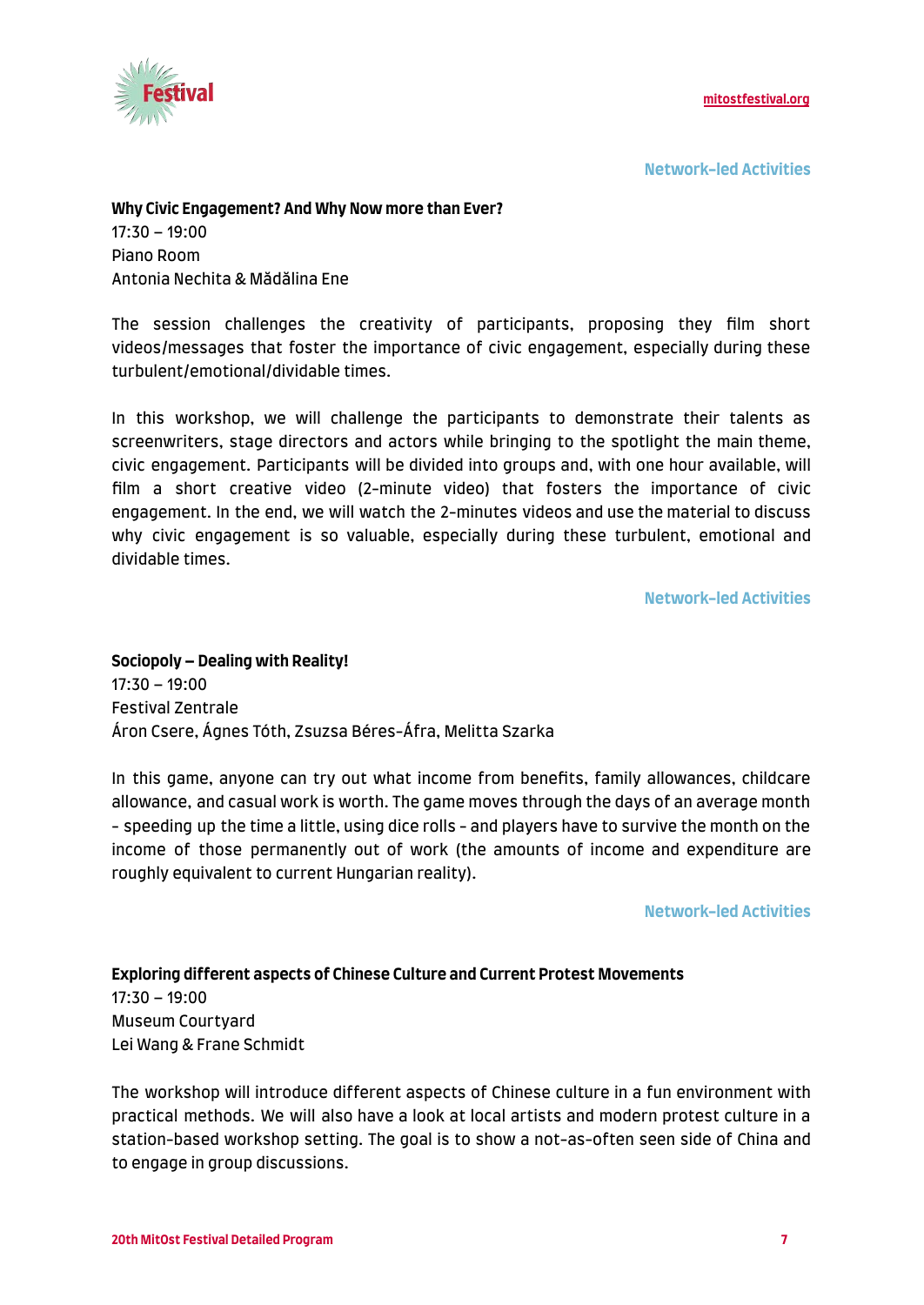Network-led Activities

**Why Civic Engagement? And Why Now more than Ever?**
17:30 – 19:00
Piano Room
Antonia Nechita & Mădălina Ene

The session challenges the creativity of participants, proposing they film short videos/messages that foster the importance of civic engagement, especially during these turbulent/emotional/dividable times.

In this workshop, we will challenge the participants to demonstrate their talents as screenwriters, stage directors and actors while bringing to the spotlight the main theme, civic engagement. Participants will be divided into groups and, with one hour available, will film a short creative video (2-minute video) that fosters the importance of civic engagement. In the end, we will watch the 2-minutes videos and use the material to discuss why civic engagement is so valuable, especially during these turbulent, emotional and dividable times.

Network-led Activities

**Sociopoly – Dealing with Reality!**
17:30 – 19:00
Festival Zentrale
Áron Csere, Ágnes Tóth, Zsuzsa Béres-Áfra, Melitta Szarka

In this game, anyone can try out what income from benefits, family allowances, childcare allowance, and casual work is worth. The game moves through the days of an average month - speeding up the time a little, using dice rolls - and players have to survive the month on the income of those permanently out of work (the amounts of income and expenditure are roughly equivalent to current Hungarian reality).

Network-led Activities

**Exploring different aspects of Chinese Culture and Current Protest Movements**
17:30 – 19:00
Museum Courtyard
Lei Wang & Frane Schmidt

The workshop will introduce different aspects of Chinese culture in a fun environment with practical methods. We will also have a look at local artists and modern protest culture in a station-based workshop setting. The goal is to show a not-as-often seen side of China and to engage in group discussions.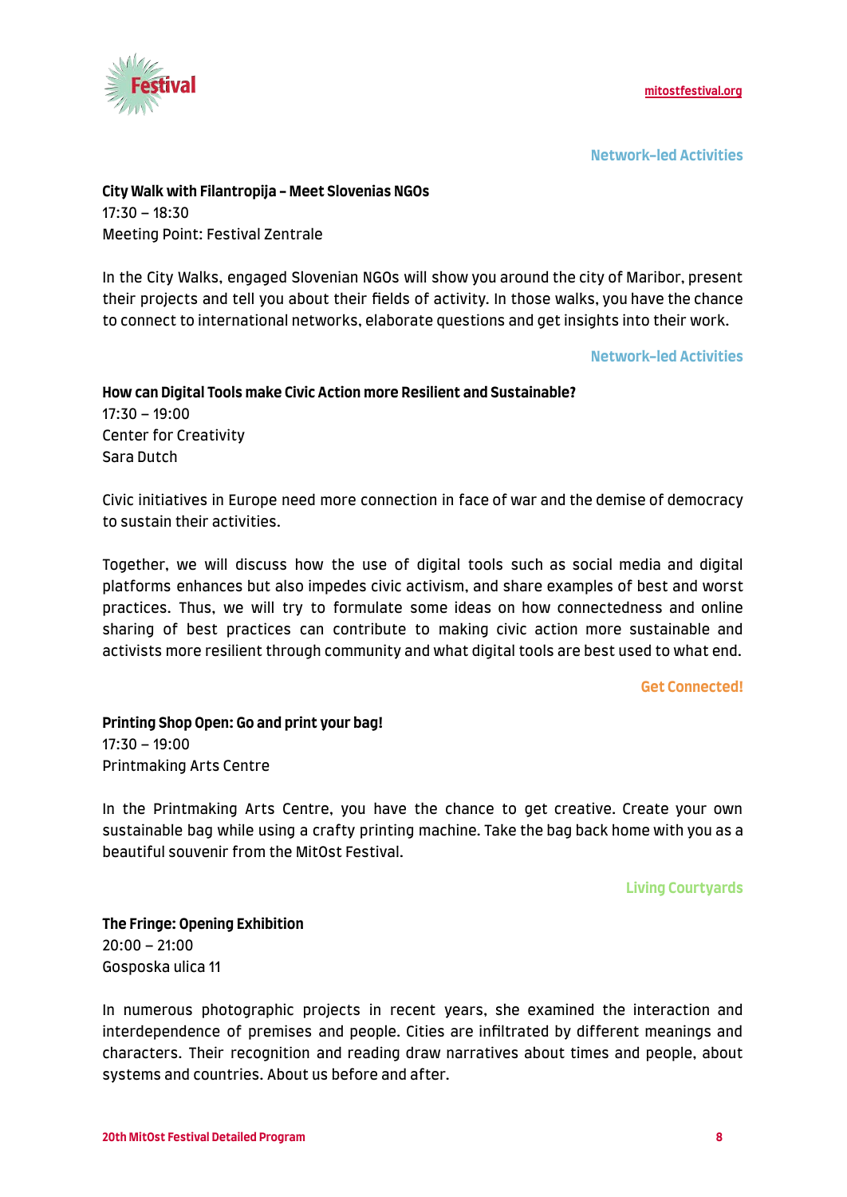Network-led Activities

**City Walk with Filantropija – Meet Slovenias NGOs**
17:30 – 18:30
Meeting Point: Festival Zentrale

In the City Walks, engaged Slovenian NGOs will show you around the city of Maribor, present their projects and tell you about their fields of activity. In those walks, you have the chance to connect to international networks, elaborate questions and get insights into their work.

Network-led Activities

**How can Digital Tools make Civic Action more Resilient and Sustainable?**
17:30 – 19:00
Center for Creativity
Sara Dutch

Civic initiatives in Europe need more connection in face of war and the demise of democracy to sustain their activities.

Together, we will discuss how the use of digital tools such as social media and digital platforms enhances but also impedes civic activism, and share examples of best and worst practices. Thus, we will try to formulate some ideas on how connectedness and online sharing of best practices can contribute to making civic action more sustainable and activists more resilient through community and what digital tools are best used to what end.

Get Connected!

**Printing Shop Open: Go and print your bag!**
17:30 – 19:00
Printmaking Arts Centre

In the Printmaking Arts Centre, you have the chance to get creative. Create your own sustainable bag while using a crafty printing machine. Take the bag back home with you as a beautiful souvenir from the MitOst Festival.

Living Courtyards

**The Fringe: Opening Exhibition**
20:00 – 21:00
Gosposka ulica 11

In numerous photographic projects in recent years, she examined the interaction and interdependence of premises and people. Cities are infiltrated by different meanings and characters. Their recognition and reading draw narratives about times and people, about systems and countries. About us before and after.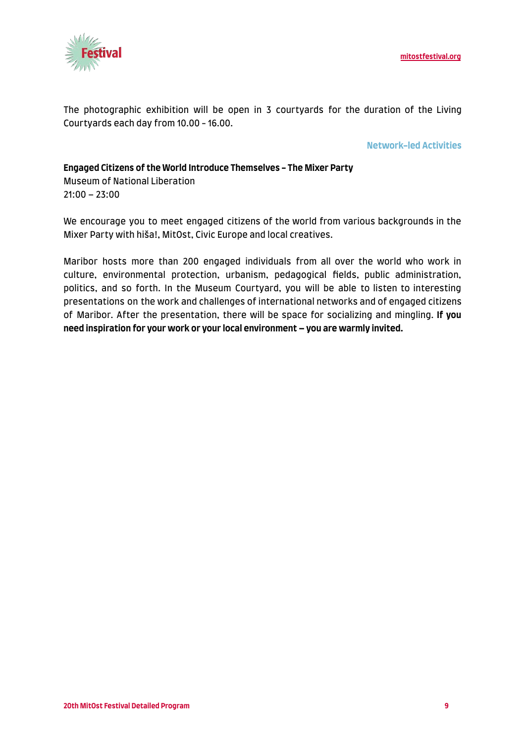The photographic exhibition will be open in 3 courtyards for the duration of the Living Courtyards each day from 10.00 - 16.00.

## Network-led Activities

**Engaged Citizens of the World Introduce Themselves - The Mixer Party**
Museum of National Liberation
21:00 – 23:00

We encourage you to meet engaged citizens of the world from various backgrounds in the Mixer Party with hiša!, MitOst, Civic Europe and local creatives.

Maribor hosts more than 200 engaged individuals from all over the world who work in culture, environmental protection, urbanism, pedagogical fields, public administration, politics, and so forth. In the Museum Courtyard, you will be able to listen to interesting presentations on the work and challenges of international networks and of engaged citizens of Maribor. After the presentation, there will be space for socializing and mingling. **If you need inspiration for your work or your local environment – you are warmly invited.**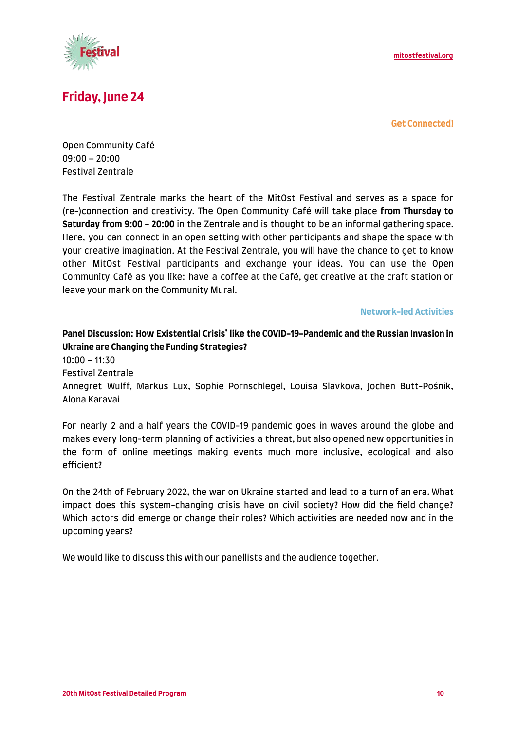## Friday, June 24

**Get Connected!**

Open Community Café
09:00 – 20:00
Festival Zentrale

The Festival Zentrale marks the heart of the MitOst Festival and serves as a space for (re-)connection and creativity. The Open Community Café will take place **from Thursday to Saturday from 9:00 – 20:00** in the Zentrale and is thought to be an informal gathering space. Here, you can connect in an open setting with other participants and shape the space with your creative imagination. At the Festival Zentrale, you will have the chance to get to know other MitOst Festival participants and exchange your ideas. You can use the Open Community Café as you like: have a coffee at the Café, get creative at the craft station or leave your mark on the Community Mural.

**Network-led Activities**

**Panel Discussion: How Existential Crisis' like the COVID-19-Pandemic and the Russian Invasion in Ukraine are Changing the Funding Strategies?**
10:00 – 11:30
Festival Zentrale
Annegret Wulff, Markus Lux, Sophie Pornschlegel, Louisa Slavkova, Jochen Butt-Pośnik, Alona Karavai

For nearly 2 and a half years the COVID-19 pandemic goes in waves around the globe and makes every long-term planning of activities a threat, but also opened new opportunities in the form of online meetings making events much more inclusive, ecological and also efficient?

On the 24th of February 2022, the war on Ukraine started and lead to a turn of an era. What impact does this system-changing crisis have on civil society? How did the field change? Which actors did emerge or change their roles? Which activities are needed now and in the upcoming years?

We would like to discuss this with our panellists and the audience together.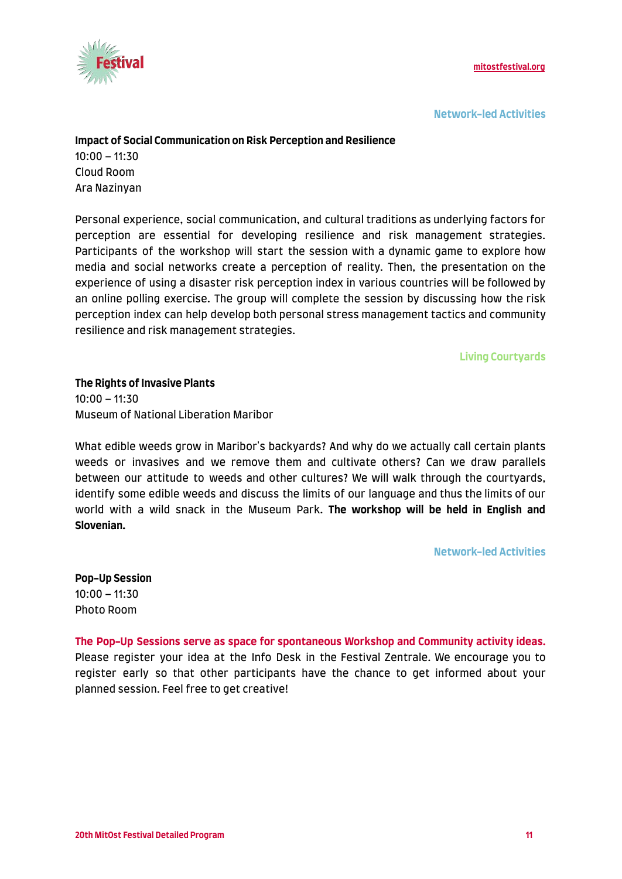Network-led Activities

**Impact of Social Communication on Risk Perception and Resilience**
10:00 – 11:30
Cloud Room
Ara Nazinyan

Personal experience, social communication, and cultural traditions as underlying factors for perception are essential for developing resilience and risk management strategies. Participants of the workshop will start the session with a dynamic game to explore how media and social networks create a perception of reality. Then, the presentation on the experience of using a disaster risk perception index in various countries will be followed by an online polling exercise. The group will complete the session by discussing how the risk perception index can help develop both personal stress management tactics and community resilience and risk management strategies.

Living Courtyards

**The Rights of Invasive Plants**
10:00 – 11:30
Museum of National Liberation Maribor

What edible weeds grow in Maribor's backyards? And why do we actually call certain plants weeds or invasives and we remove them and cultivate others? Can we draw parallels between our attitude to weeds and other cultures? We will walk through the courtyards, identify some edible weeds and discuss the limits of our language and thus the limits of our world with a wild snack in the Museum Park. **The workshop will be held in English and Slovenian.**

Network-led Activities

**Pop-Up Session**
10:00 – 11:30
Photo Room

**The Pop-Up Sessions serve as space for spontaneous Workshop and Community activity ideas.** Please register your idea at the Info Desk in the Festival Zentrale. We encourage you to register early so that other participants have the chance to get informed about your planned session. Feel free to get creative!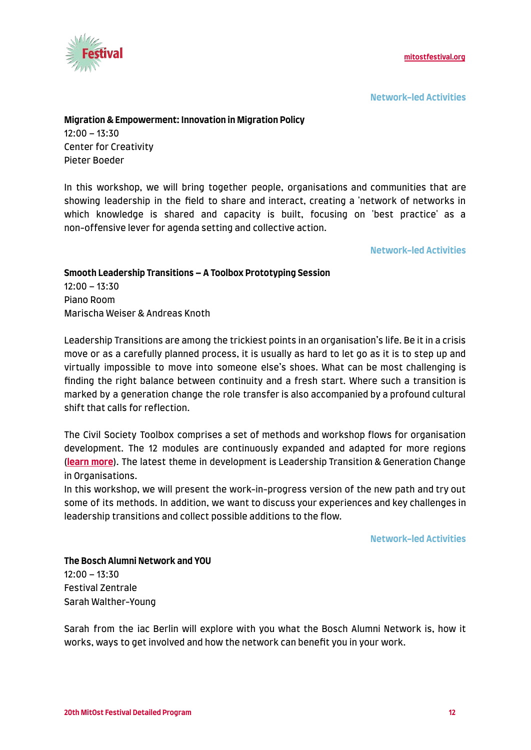Network-led Activities

**Migration & Empowerment: Innovation in Migration Policy**
12:00 – 13:30
Center for Creativity
Pieter Boeder

In this workshop, we will bring together people, organisations and communities that are showing leadership in the field to share and interact, creating a 'network of networks in which knowledge is shared and capacity is built, focusing on 'best practice' as a non-offensive lever for agenda setting and collective action.

Network-led Activities

**Smooth Leadership Transitions – A Toolbox Prototyping Session**
12:00 – 13:30
Piano Room
Marischa Weiser & Andreas Knoth

Leadership Transitions are among the trickiest points in an organisation's life. Be it in a crisis move or as a carefully planned process, it is usually as hard to let go as it is to step up and virtually impossible to move into someone else's shoes. What can be most challenging is finding the right balance between continuity and a fresh start. Where such a transition is marked by a generation change the role transfer is also accompanied by a profound cultural shift that calls for reflection.

The Civil Society Toolbox comprises a set of methods and workshop flows for organisation development. The 12 modules are continuously expanded and adapted for more regions (**learn more**). The latest theme in development is Leadership Transition & Generation Change in Organisations.
In this workshop, we will present the work-in-progress version of the new path and try out some of its methods. In addition, we want to discuss your experiences and key challenges in leadership transitions and collect possible additions to the flow.

Network-led Activities

**The Bosch Alumni Network and YOU**
12:00 – 13:30
Festival Zentrale
Sarah Walther-Young

Sarah from the iac Berlin will explore with you what the Bosch Alumni Network is, how it works, ways to get involved and how the network can benefit you in your work.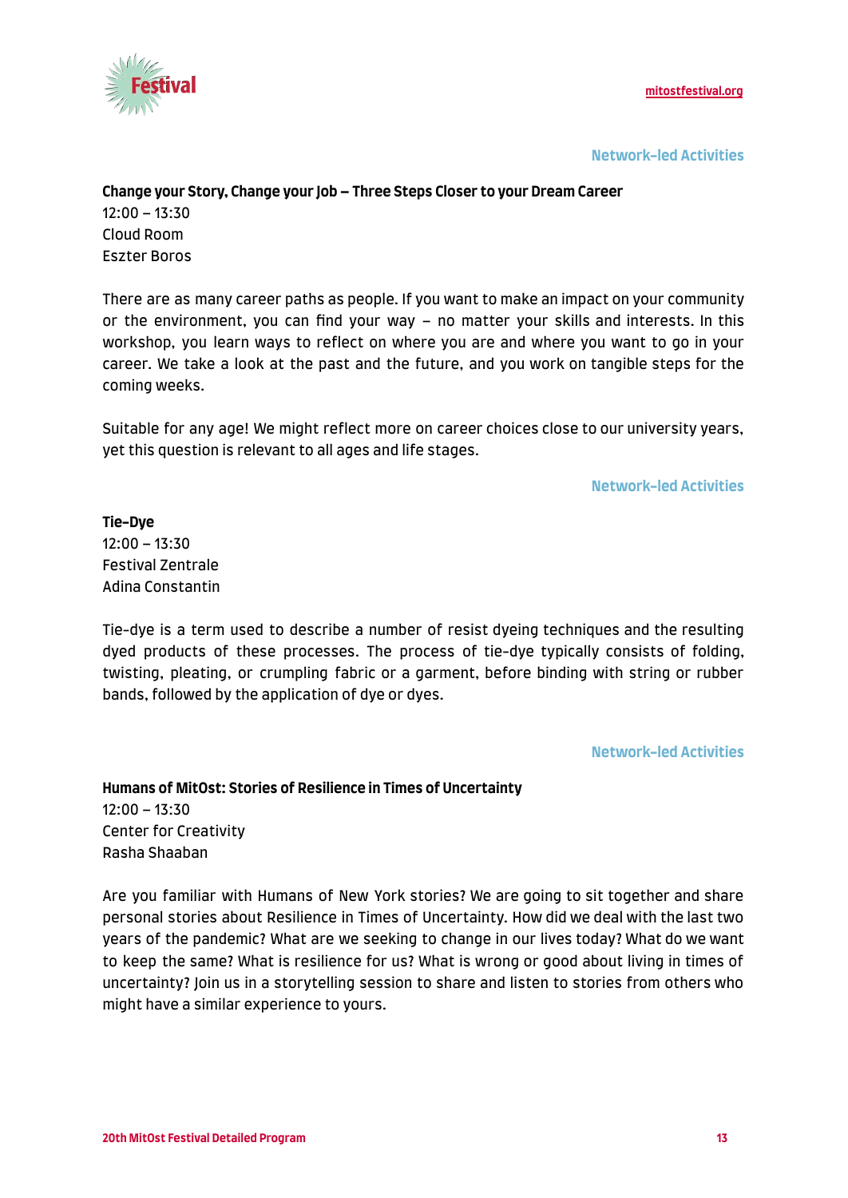Network-led Activities

**Change your Story, Change your Job – Three Steps Closer to your Dream Career**
12:00 – 13:30
Cloud Room
Eszter Boros

There are as many career paths as people. If you want to make an impact on your community or the environment, you can find your way – no matter your skills and interests. In this workshop, you learn ways to reflect on where you are and where you want to go in your career. We take a look at the past and the future, and you work on tangible steps for the coming weeks.

Suitable for any age! We might reflect more on career choices close to our university years, yet this question is relevant to all ages and life stages.

Network-led Activities

**Tie-Dye**
12:00 – 13:30
Festival Zentrale
Adina Constantin

Tie-dye is a term used to describe a number of resist dyeing techniques and the resulting dyed products of these processes. The process of tie-dye typically consists of folding, twisting, pleating, or crumpling fabric or a garment, before binding with string or rubber bands, followed by the application of dye or dyes.

Network-led Activities

**Humans of MitOst: Stories of Resilience in Times of Uncertainty**
12:00 – 13:30
Center for Creativity
Rasha Shaaban

Are you familiar with Humans of New York stories? We are going to sit together and share personal stories about Resilience in Times of Uncertainty. How did we deal with the last two years of the pandemic? What are we seeking to change in our lives today? What do we want to keep the same? What is resilience for us? What is wrong or good about living in times of uncertainty? Join us in a storytelling session to share and listen to stories from others who might have a similar experience to yours.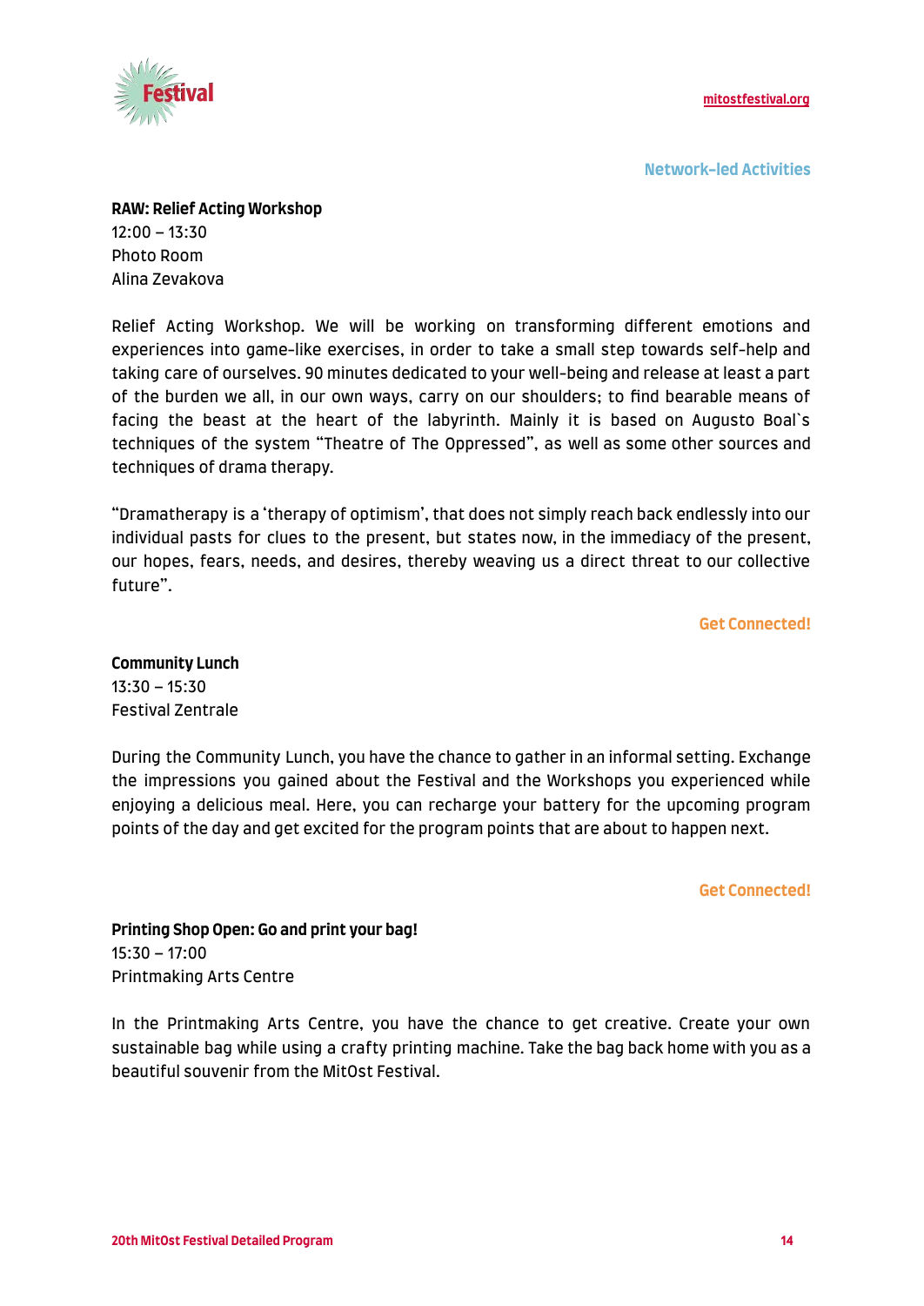Network-led Activities

**RAW: Relief Acting Workshop**
12:00 – 13:30
Photo Room
Alina Zevakova

Relief Acting Workshop. We will be working on transforming different emotions and experiences into game-like exercises, in order to take a small step towards self-help and taking care of ourselves. 90 minutes dedicated to your well-being and release at least a part of the burden we all, in our own ways, carry on our shoulders; to find bearable means of facing the beast at the heart of the labyrinth. Mainly it is based on Augusto Boal`s techniques of the system "Theatre of The Oppressed", as well as some other sources and techniques of drama therapy.

"Dramatherapy is a 'therapy of optimism', that does not simply reach back endlessly into our individual pasts for clues to the present, but states now, in the immediacy of the present, our hopes, fears, needs, and desires, thereby weaving us a direct threat to our collective future".

Get Connected!

**Community Lunch**
13:30 – 15:30
Festival Zentrale

During the Community Lunch, you have the chance to gather in an informal setting. Exchange the impressions you gained about the Festival and the Workshops you experienced while enjoying a delicious meal. Here, you can recharge your battery for the upcoming program points of the day and get excited for the program points that are about to happen next.

Get Connected!

**Printing Shop Open: Go and print your bag!**
15:30 – 17:00
Printmaking Arts Centre

In the Printmaking Arts Centre, you have the chance to get creative. Create your own sustainable bag while using a crafty printing machine. Take the bag back home with you as a beautiful souvenir from the MitOst Festival.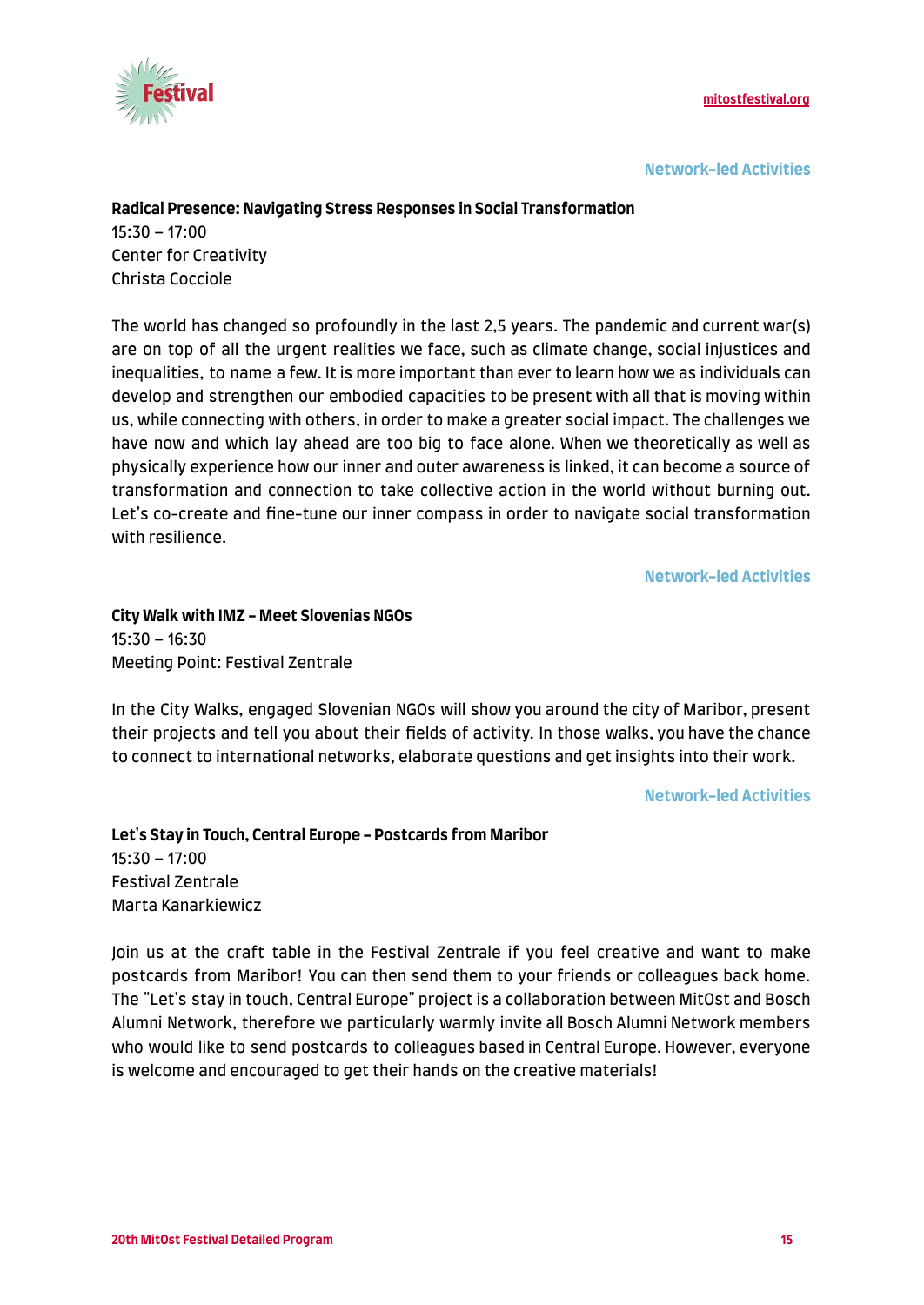Network-led Activities

**Radical Presence: Navigating Stress Responses in Social Transformation**
15:30 – 17:00
Center for Creativity
Christa Cocciole

The world has changed so profoundly in the last 2,5 years. The pandemic and current war(s) are on top of all the urgent realities we face, such as climate change, social injustices and inequalities, to name a few. It is more important than ever to learn how we as individuals can develop and strengthen our embodied capacities to be present with all that is moving within us, while connecting with others, in order to make a greater social impact. The challenges we have now and which lay ahead are too big to face alone. When we theoretically as well as physically experience how our inner and outer awareness is linked, it can become a source of transformation and connection to take collective action in the world without burning out. Let's co-create and fine-tune our inner compass in order to navigate social transformation with resilience.

Network-led Activities

**City Walk with IMZ – Meet Slovenias NGOs**
15:30 – 16:30
Meeting Point: Festival Zentrale

In the City Walks, engaged Slovenian NGOs will show you around the city of Maribor, present their projects and tell you about their fields of activity. In those walks, you have the chance to connect to international networks, elaborate questions and get insights into their work.

Network-led Activities

**Let's Stay in Touch, Central Europe – Postcards from Maribor**
15:30 – 17:00
Festival Zentrale
Marta Kanarkiewicz

Join us at the craft table in the Festival Zentrale if you feel creative and want to make postcards from Maribor! You can then send them to your friends or colleagues back home. The "Let's stay in touch, Central Europe" project is a collaboration between MitOst and Bosch Alumni Network, therefore we particularly warmly invite all Bosch Alumni Network members who would like to send postcards to colleagues based in Central Europe. However, everyone is welcome and encouraged to get their hands on the creative materials!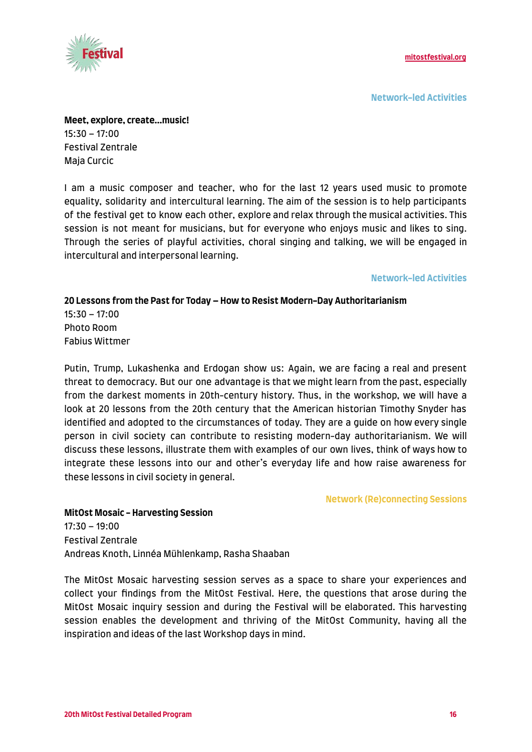Network-led Activities

**Meet, explore, create...music!**
15:30 – 17:00
Festival Zentrale
Maja Curcic

I am a music composer and teacher, who for the last 12 years used music to promote equality, solidarity and intercultural learning. The aim of the session is to help participants of the festival get to know each other, explore and relax through the musical activities. This session is not meant for musicians, but for everyone who enjoys music and likes to sing. Through the series of playful activities, choral singing and talking, we will be engaged in intercultural and interpersonal learning.

Network-led Activities

**20 Lessons from the Past for Today – How to Resist Modern-Day Authoritarianism**
15:30 – 17:00
Photo Room
Fabius Wittmer

Putin, Trump, Lukashenka and Erdogan show us: Again, we are facing a real and present threat to democracy. But our one advantage is that we might learn from the past, especially from the darkest moments in 20th-century history. Thus, in the workshop, we will have a look at 20 lessons from the 20th century that the American historian Timothy Snyder has identified and adopted to the circumstances of today. They are a guide on how every single person in civil society can contribute to resisting modern-day authoritarianism. We will discuss these lessons, illustrate them with examples of our own lives, think of ways how to integrate these lessons into our and other's everyday life and how raise awareness for these lessons in civil society in general.

Network (Re)connecting Sessions

**MitOst Mosaic – Harvesting Session**
17:30 – 19:00
Festival Zentrale
Andreas Knoth, Linnéa Mühlenkamp, Rasha Shaaban

The MitOst Mosaic harvesting session serves as a space to share your experiences and collect your findings from the MitOst Festival. Here, the questions that arose during the MitOst Mosaic inquiry session and during the Festival will be elaborated. This harvesting session enables the development and thriving of the MitOst Community, having all the inspiration and ideas of the last Workshop days in mind.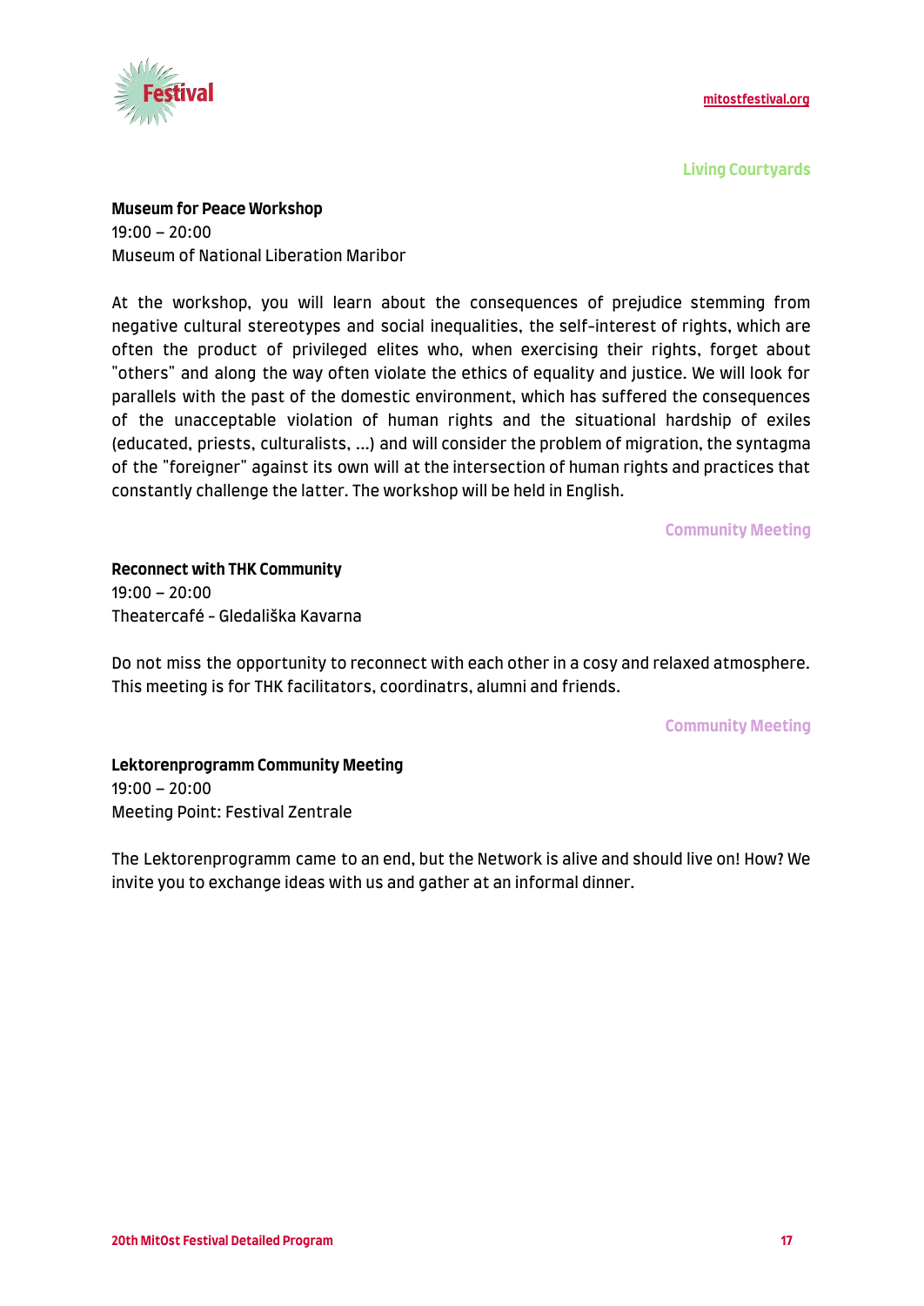Living Courtyards

**Museum for Peace Workshop**
19:00 – 20:00
Museum of National Liberation Maribor

At the workshop, you will learn about the consequences of prejudice stemming from negative cultural stereotypes and social inequalities, the self-interest of rights, which are often the product of privileged elites who, when exercising their rights, forget about "others" and along the way often violate the ethics of equality and justice. We will look for parallels with the past of the domestic environment, which has suffered the consequences of the unacceptable violation of human rights and the situational hardship of exiles (educated, priests, culturalists, ...) and will consider the problem of migration, the syntagma of the "foreigner" against its own will at the intersection of human rights and practices that constantly challenge the latter. The workshop will be held in English.

Community Meeting

**Reconnect with THK Community**
19:00 – 20:00
Theatercafé - Gledališka Kavarna

Do not miss the opportunity to reconnect with each other in a cosy and relaxed atmosphere. This meeting is for THK facilitators, coordinatrs, alumni and friends.

Community Meeting

**Lektorenprogramm Community Meeting**
19:00 – 20:00
Meeting Point: Festival Zentrale

The Lektorenprogramm came to an end, but the Network is alive and should live on! How? We invite you to exchange ideas with us and gather at an informal dinner.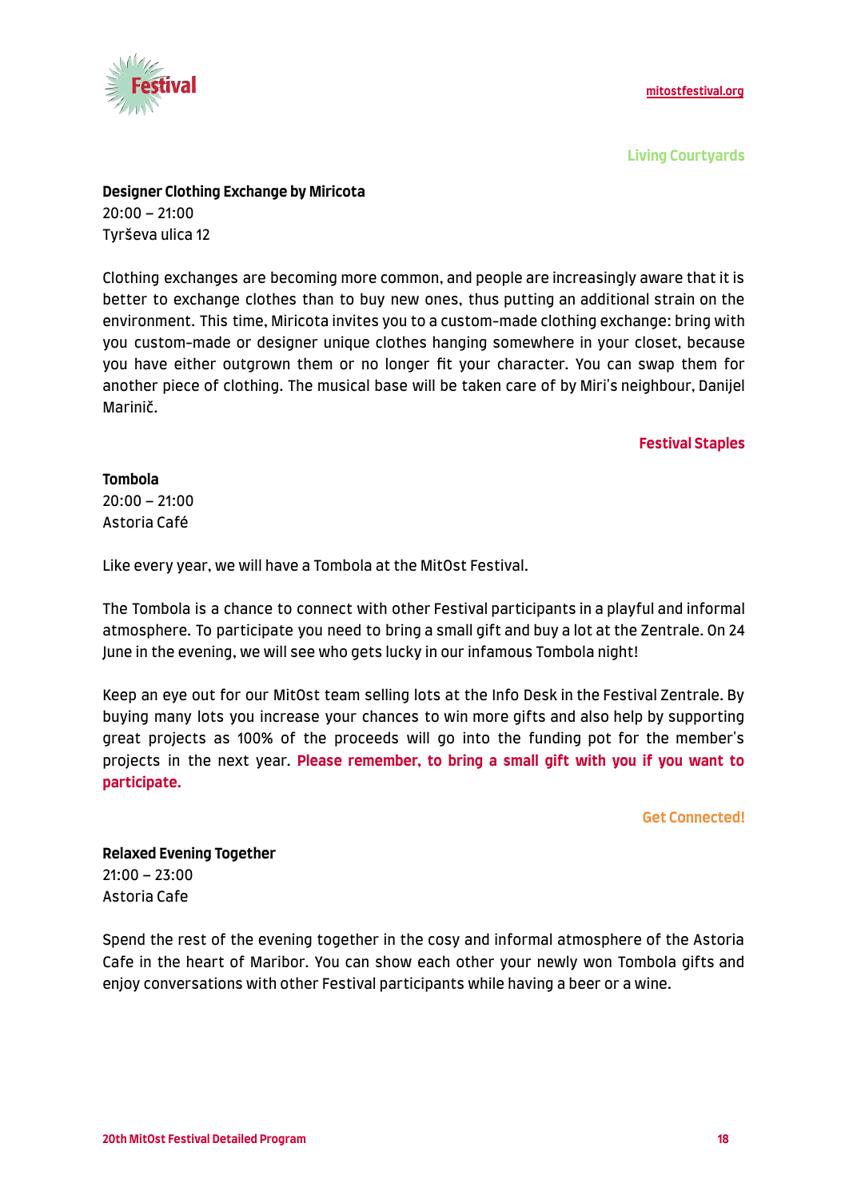Living Courtyards

**Designer Clothing Exchange by Miricota**
20:00 – 21:00
Tyrševa ulica 12

Clothing exchanges are becoming more common, and people are increasingly aware that it is better to exchange clothes than to buy new ones, thus putting an additional strain on the environment. This time, Miricota invites you to a custom-made clothing exchange: bring with you custom-made or designer unique clothes hanging somewhere in your closet, because you have either outgrown them or no longer fit your character. You can swap them for another piece of clothing. The musical base will be taken care of by Miri's neighbour, Danijel Marinič.

Festival Staples

**Tombola**
20:00 – 21:00
Astoria Café

Like every year, we will have a Tombola at the MitOst Festival.

The Tombola is a chance to connect with other Festival participants in a playful and informal atmosphere. To participate you need to bring a small gift and buy a lot at the Zentrale. On 24 June in the evening, we will see who gets lucky in our infamous Tombola night!

Keep an eye out for our MitOst team selling lots at the Info Desk in the Festival Zentrale. By buying many lots you increase your chances to win more gifts and also help by supporting great projects as 100% of the proceeds will go into the funding pot for the member's projects in the next year. **Please remember, to bring a small gift with you if you want to participate.**

Get Connected!

**Relaxed Evening Together**
21:00 – 23:00
Astoria Cafe

Spend the rest of the evening together in the cosy and informal atmosphere of the Astoria Cafe in the heart of Maribor. You can show each other your newly won Tombola gifts and enjoy conversations with other Festival participants while having a beer or a wine.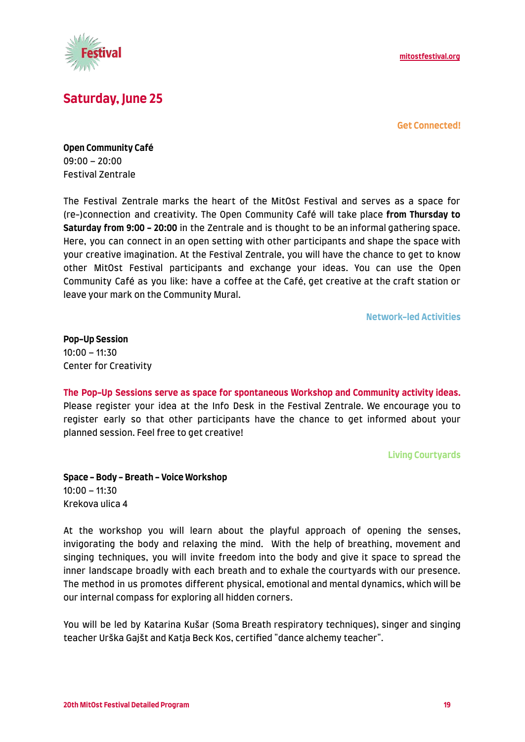## Saturday, June 25

**Get Connected!**

**Open Community Café**
09:00 – 20:00
Festival Zentrale

The Festival Zentrale marks the heart of the MitOst Festival and serves as a space for (re-)connection and creativity. The Open Community Café will take place **from Thursday to Saturday from 9:00 - 20:00** in the Zentrale and is thought to be an informal gathering space. Here, you can connect in an open setting with other participants and shape the space with your creative imagination. At the Festival Zentrale, you will have the chance to get to know other MitOst Festival participants and exchange your ideas. You can use the Open Community Café as you like: have a coffee at the Café, get creative at the craft station or leave your mark on the Community Mural.

**Network-led Activities**

**Pop-Up Session**
10:00 – 11:30
Center for Creativity

**The Pop-Up Sessions serve as space for spontaneous Workshop and Community activity ideas.** Please register your idea at the Info Desk in the Festival Zentrale. We encourage you to register early so that other participants have the chance to get informed about your planned session. Feel free to get creative!

**Living Courtyards**

**Space - Body - Breath - Voice Workshop**
10:00 – 11:30
Krekova ulica 4

At the workshop you will learn about the playful approach of opening the senses, invigorating the body and relaxing the mind. With the help of breathing, movement and singing techniques, you will invite freedom into the body and give it space to spread the inner landscape broadly with each breath and to exhale the courtyards with our presence. The method in us promotes different physical, emotional and mental dynamics, which will be our internal compass for exploring all hidden corners.

You will be led by Katarina Kušar (Soma Breath respiratory techniques), singer and singing teacher Urška Gajšt and Katja Beck Kos, certified "dance alchemy teacher".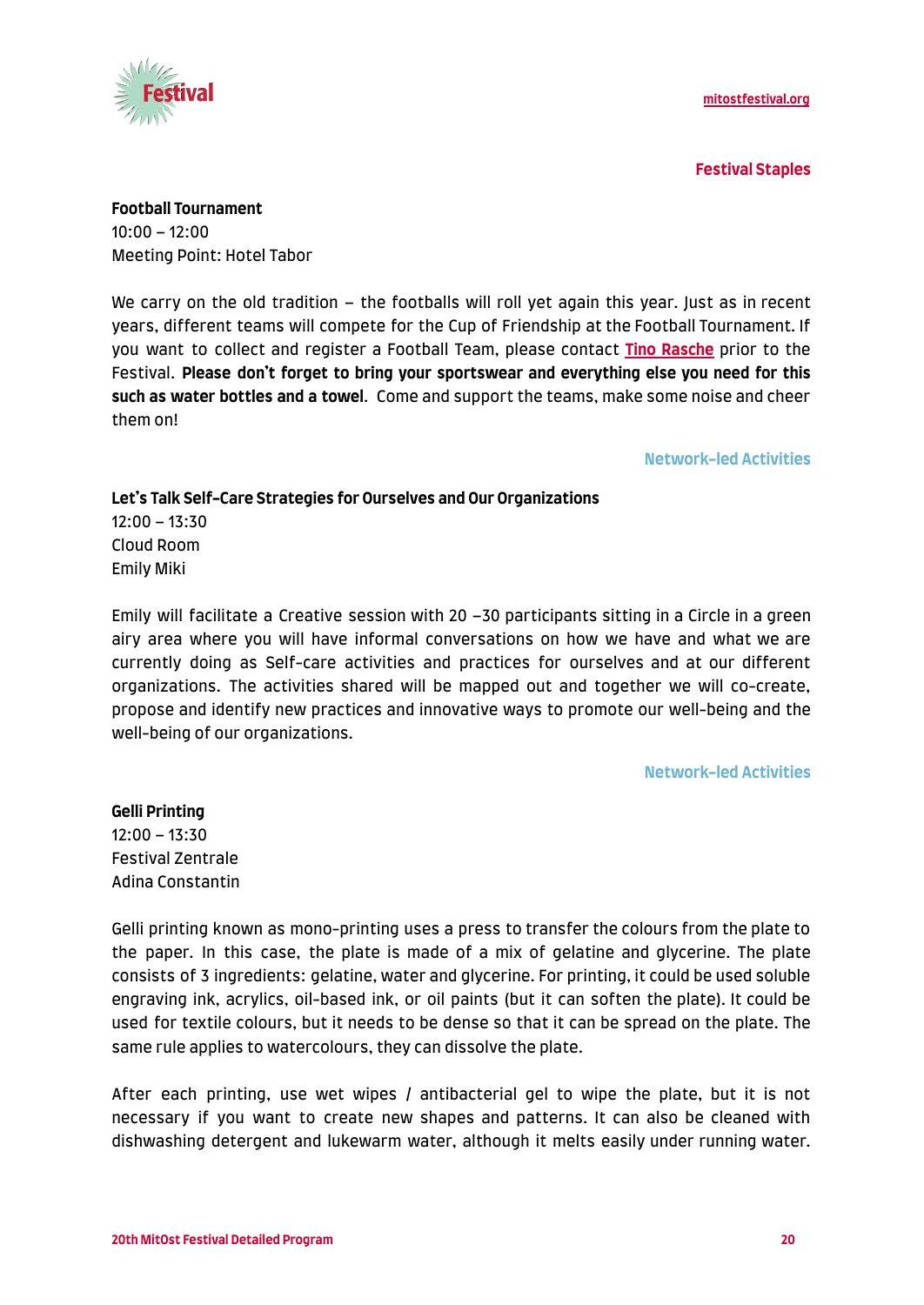Festival Staples

**Football Tournament**
10:00 – 12:00
Meeting Point: Hotel Tabor

We carry on the old tradition – the footballs will roll yet again this year. Just as in recent years, different teams will compete for the Cup of Friendship at the Football Tournament. If you want to collect and register a Football Team, please contact **Tino Rasche** prior to the Festival. **Please don't forget to bring your sportswear and everything else you need for this such as water bottles and a towel.** Come and support the teams, make some noise and cheer them on!

Network-led Activities

**Let's Talk Self-Care Strategies for Ourselves and Our Organizations**
12:00 – 13:30
Cloud Room
Emily Miki

Emily will facilitate a Creative session with 20 –30 participants sitting in a Circle in a green airy area where you will have informal conversations on how we have and what we are currently doing as Self-care activities and practices for ourselves and at our different organizations. The activities shared will be mapped out and together we will co-create, propose and identify new practices and innovative ways to promote our well-being and the well-being of our organizations.

Network-led Activities

**Gelli Printing**
12:00 – 13:30
Festival Zentrale
Adina Constantin

Gelli printing known as mono-printing uses a press to transfer the colours from the plate to the paper. In this case, the plate is made of a mix of gelatine and glycerine. The plate consists of 3 ingredients: gelatine, water and glycerine. For printing, it could be used soluble engraving ink, acrylics, oil-based ink, or oil paints (but it can soften the plate). It could be used for textile colours, but it needs to be dense so that it can be spread on the plate. The same rule applies to watercolours, they can dissolve the plate.

After each printing, use wet wipes / antibacterial gel to wipe the plate, but it is not necessary if you want to create new shapes and patterns. It can also be cleaned with dishwashing detergent and lukewarm water, although it melts easily under running water.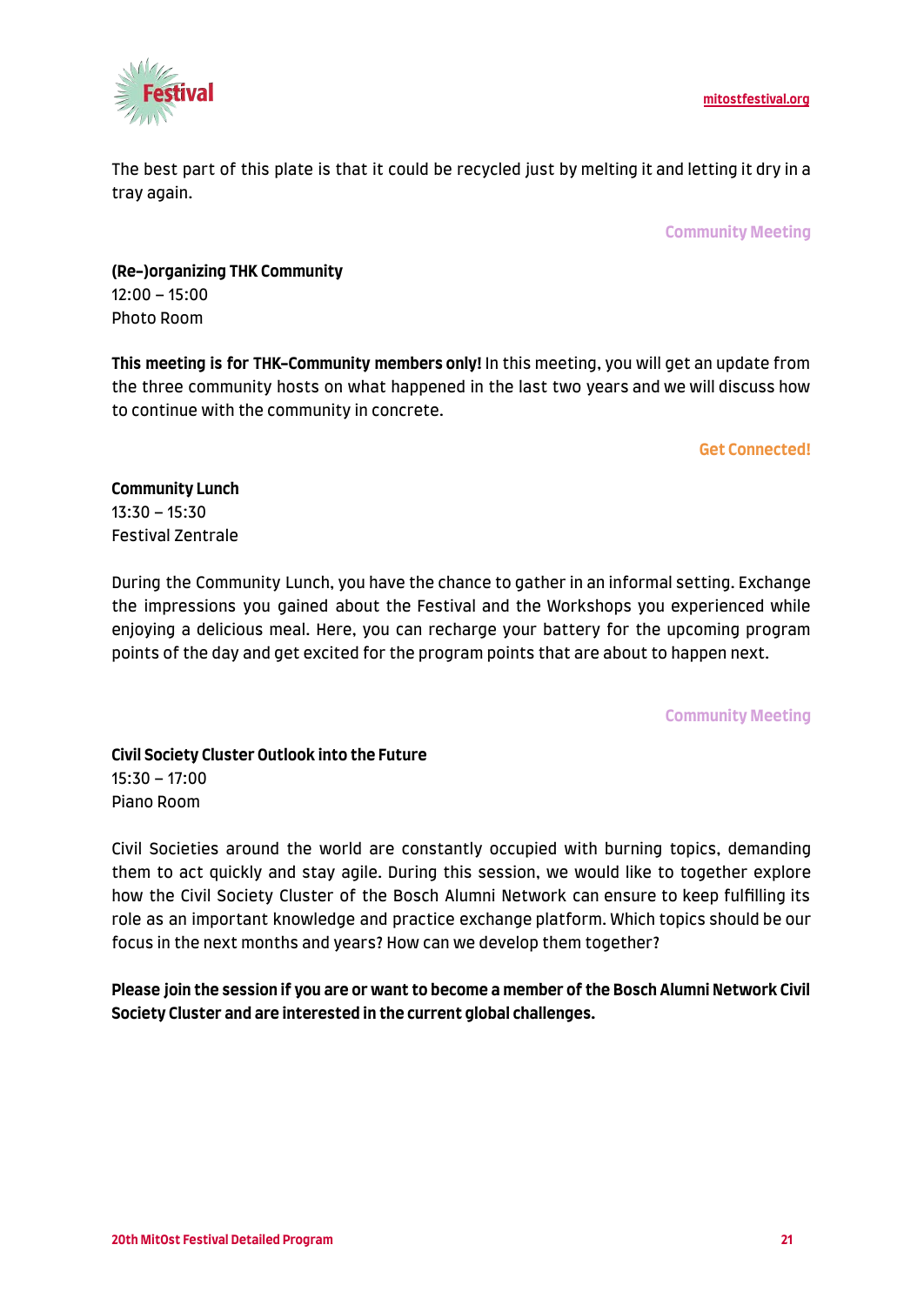The best part of this plate is that it could be recycled just by melting it and letting it dry in a tray again.

Community Meeting

**(Re-)organizing THK Community**
12:00 – 15:00
Photo Room

**This meeting is for THK-Community members only!** In this meeting, you will get an update from the three community hosts on what happened in the last two years and we will discuss how to continue with the community in concrete.

Get Connected!

**Community Lunch**
13:30 – 15:30
Festival Zentrale

During the Community Lunch, you have the chance to gather in an informal setting. Exchange the impressions you gained about the Festival and the Workshops you experienced while enjoying a delicious meal. Here, you can recharge your battery for the upcoming program points of the day and get excited for the program points that are about to happen next.

Community Meeting

**Civil Society Cluster Outlook into the Future**
15:30 – 17:00
Piano Room

Civil Societies around the world are constantly occupied with burning topics, demanding them to act quickly and stay agile. During this session, we would like to together explore how the Civil Society Cluster of the Bosch Alumni Network can ensure to keep fulfilling its role as an important knowledge and practice exchange platform. Which topics should be our focus in the next months and years? How can we develop them together?

**Please join the session if you are or want to become a member of the Bosch Alumni Network Civil Society Cluster and are interested in the current global challenges.**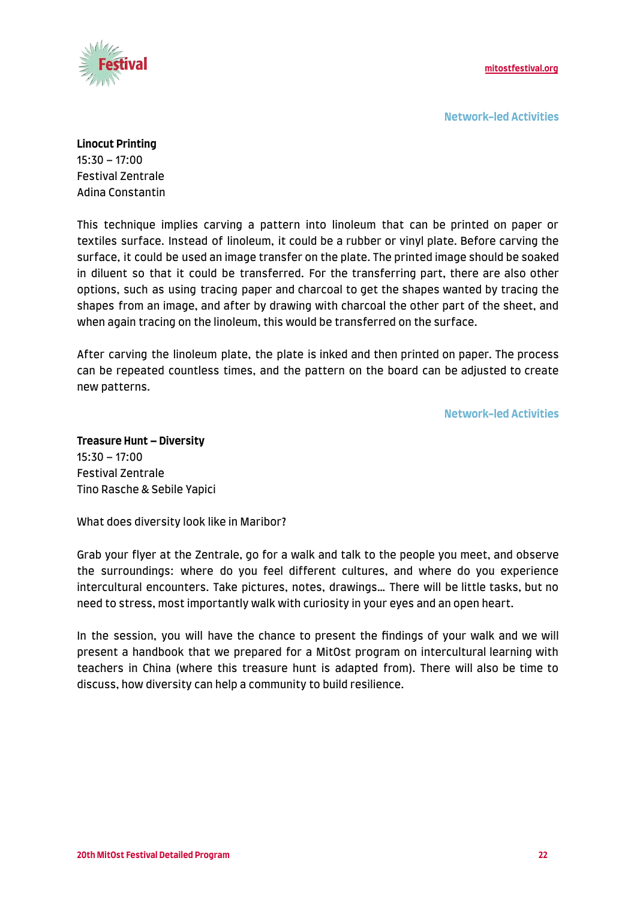Network-led Activities

**Linocut Printing**
15:30 – 17:00
Festival Zentrale
Adina Constantin

This technique implies carving a pattern into linoleum that can be printed on paper or textiles surface. Instead of linoleum, it could be a rubber or vinyl plate. Before carving the surface, it could be used an image transfer on the plate. The printed image should be soaked in diluent so that it could be transferred. For the transferring part, there are also other options, such as using tracing paper and charcoal to get the shapes wanted by tracing the shapes from an image, and after by drawing with charcoal the other part of the sheet, and when again tracing on the linoleum, this would be transferred on the surface.

After carving the linoleum plate, the plate is inked and then printed on paper. The process can be repeated countless times, and the pattern on the board can be adjusted to create new patterns.

Network-led Activities

**Treasure Hunt – Diversity**
15:30 – 17:00
Festival Zentrale
Tino Rasche & Sebile Yapici

What does diversity look like in Maribor?

Grab your flyer at the Zentrale, go for a walk and talk to the people you meet, and observe the surroundings: where do you feel different cultures, and where do you experience intercultural encounters. Take pictures, notes, drawings… There will be little tasks, but no need to stress, most importantly walk with curiosity in your eyes and an open heart.

In the session, you will have the chance to present the findings of your walk and we will present a handbook that we prepared for a MitOst program on intercultural learning with teachers in China (where this treasure hunt is adapted from). There will also be time to discuss, how diversity can help a community to build resilience.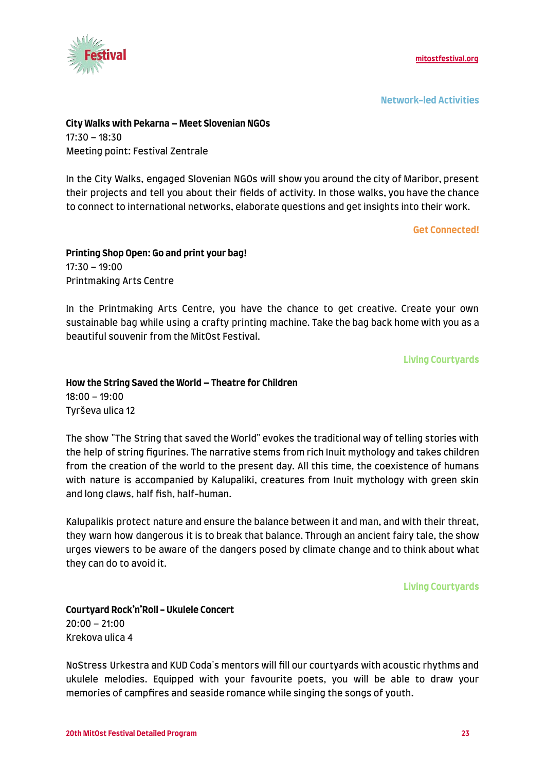Network-led Activities

**City Walks with Pekarna – Meet Slovenian NGOs**
17:30 – 18:30
Meeting point: Festival Zentrale

In the City Walks, engaged Slovenian NGOs will show you around the city of Maribor, present their projects and tell you about their fields of activity. In those walks, you have the chance to connect to international networks, elaborate questions and get insights into their work.

Get Connected!

**Printing Shop Open: Go and print your bag!**
17:30 – 19:00
Printmaking Arts Centre

In the Printmaking Arts Centre, you have the chance to get creative. Create your own sustainable bag while using a crafty printing machine. Take the bag back home with you as a beautiful souvenir from the MitOst Festival.

Living Courtyards

**How the String Saved the World – Theatre for Children**
18:00 – 19:00
Tyrševa ulica 12

The show "The String that saved the World" evokes the traditional way of telling stories with the help of string figurines. The narrative stems from rich Inuit mythology and takes children from the creation of the world to the present day. All this time, the coexistence of humans with nature is accompanied by Kalupaliki, creatures from Inuit mythology with green skin and long claws, half fish, half-human.

Kalupalikis protect nature and ensure the balance between it and man, and with their threat, they warn how dangerous it is to break that balance. Through an ancient fairy tale, the show urges viewers to be aware of the dangers posed by climate change and to think about what they can do to avoid it.

Living Courtyards

**Courtyard Rock'n'Roll – Ukulele Concert**
20:00 – 21:00
Krekova ulica 4

NoStress Urkestra and KUD Coda's mentors will fill our courtyards with acoustic rhythms and ukulele melodies. Equipped with your favourite poets, you will be able to draw your memories of campfires and seaside romance while singing the songs of youth.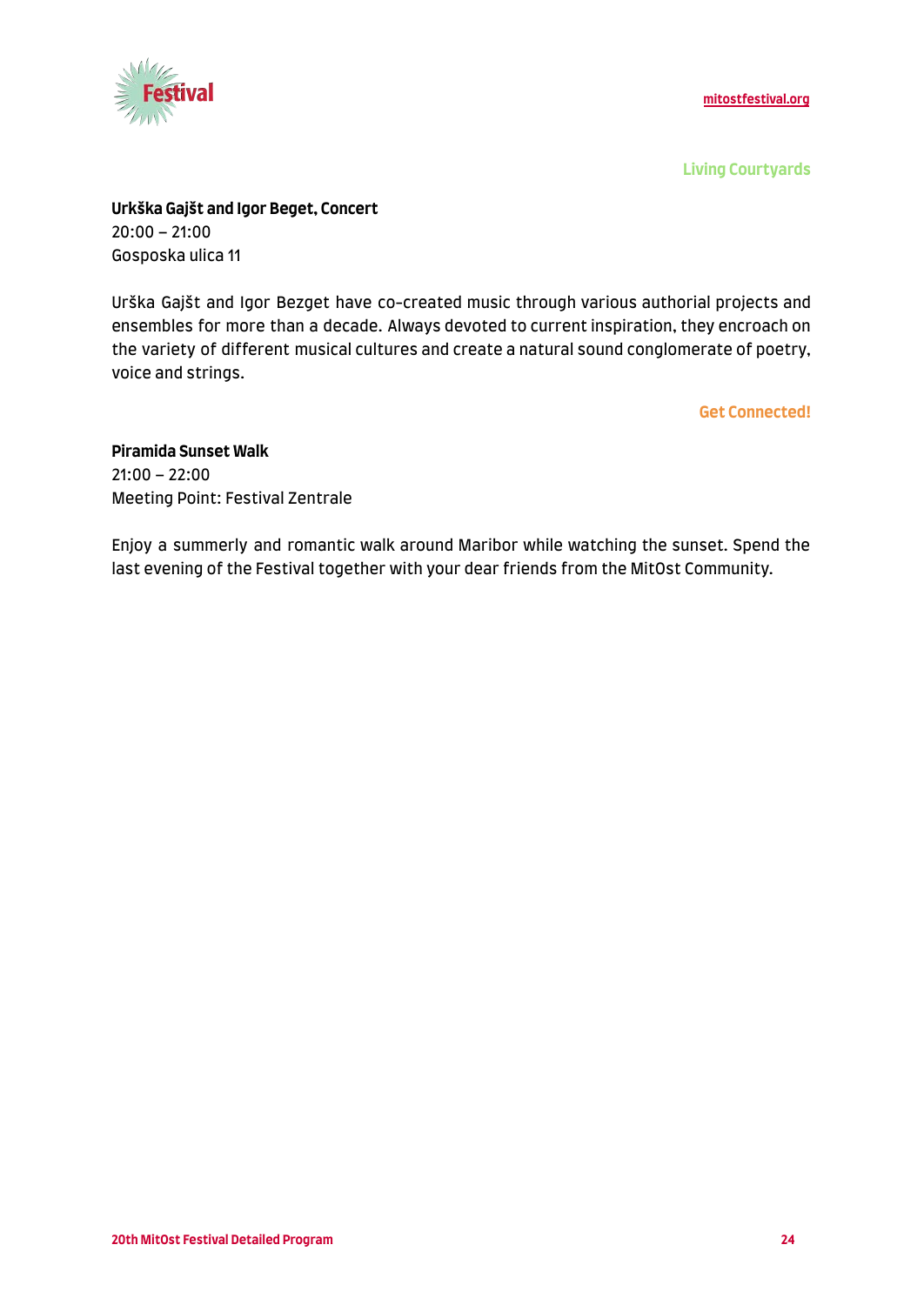Living Courtyards

**Urkška Gajšt and Igor Beget, Concert**
20:00 – 21:00
Gosposka ulica 11

Urška Gajšt and Igor Bezget have co-created music through various authorial projects and ensembles for more than a decade. Always devoted to current inspiration, they encroach on the variety of different musical cultures and create a natural sound conglomerate of poetry, voice and strings.

Get Connected!

**Piramida Sunset Walk**
21:00 – 22:00
Meeting Point: Festival Zentrale

Enjoy a summerly and romantic walk around Maribor while watching the sunset. Spend the last evening of the Festival together with your dear friends from the MitOst Community.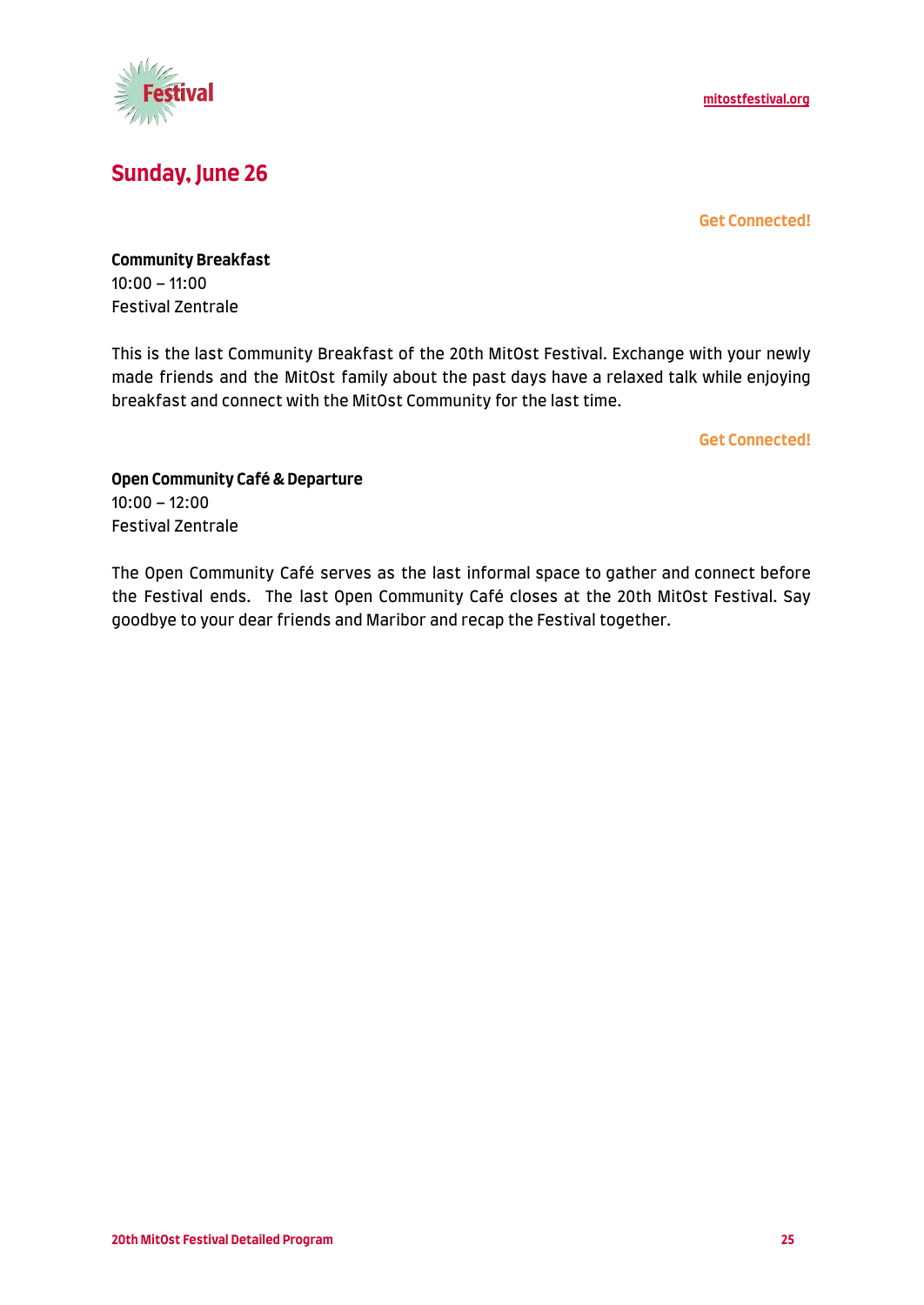## Sunday, June 26

Get Connected!

**Community Breakfast**
10:00 – 11:00
Festival Zentrale

This is the last Community Breakfast of the 20th MitOst Festival. Exchange with your newly made friends and the MitOst family about the past days have a relaxed talk while enjoying breakfast and connect with the MitOst Community for the last time.

Get Connected!

**Open Community Café & Departure**
10:00 – 12:00
Festival Zentrale

The Open Community Café serves as the last informal space to gather and connect before the Festival ends. The last Open Community Café closes at the 20th MitOst Festival. Say goodbye to your dear friends and Maribor and recap the Festival together.